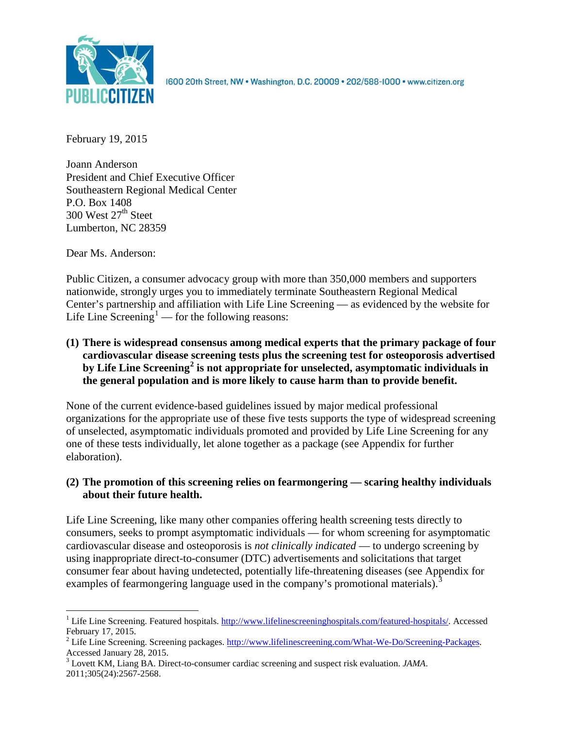PUBLIC CITIZEN

1600 20th Street, NW • Washington, D.C. 20009 • 202/588-1000 • www.citizen.org

February 19, 2015

Joann Anderson
President and Chief Executive Officer
Southeastern Regional Medical Center
P.O. Box 1408
300 West 27th Steet
Lumberton, NC 28359

Dear Ms. Anderson:

Public Citizen, a consumer advocacy group with more than 350,000 members and supporters nationwide, strongly urges you to immediately terminate Southeastern Regional Medical Center's partnership and affiliation with Life Line Screening — as evidenced by the website for Life Line Screening[1] — for the following reasons:

**(1) There is widespread consensus among medical experts that the primary package of four cardiovascular disease screening tests plus the screening test for osteoporosis advertised by Life Line Screening[2] is not appropriate for unselected, asymptomatic individuals in the general population and is more likely to cause harm than to provide benefit.**

None of the current evidence-based guidelines issued by major medical professional organizations for the appropriate use of these five tests supports the type of widespread screening of unselected, asymptomatic individuals promoted and provided by Life Line Screening for any one of these tests individually, let alone together as a package (see Appendix for further elaboration).

**(2) The promotion of this screening relies on fearmongering — scaring healthy individuals about their future health.**

Life Line Screening, like many other companies offering health screening tests directly to consumers, seeks to prompt asymptomatic individuals — for whom screening for asymptomatic cardiovascular disease and osteoporosis is *not clinically indicated* — to undergo screening by using inappropriate direct-to-consumer (DTC) advertisements and solicitations that target consumer fear about having undetected, potentially life-threatening diseases (see Appendix for examples of fearmongering language used in the company's promotional materials).[3]

---

[1] Life Line Screening. Featured hospitals. http://www.lifelinescreeninghospitals.com/featured-hospitals/. Accessed February 17, 2015.

[2] Life Line Screening. Screening packages. http://www.lifelinescreening.com/What-We-Do/Screening-Packages. Accessed January 28, 2015.

[3] Lovett KM, Liang BA. Direct-to-consumer cardiac screening and suspect risk evaluation. *JAMA*. 2011;305(24):2567-2568.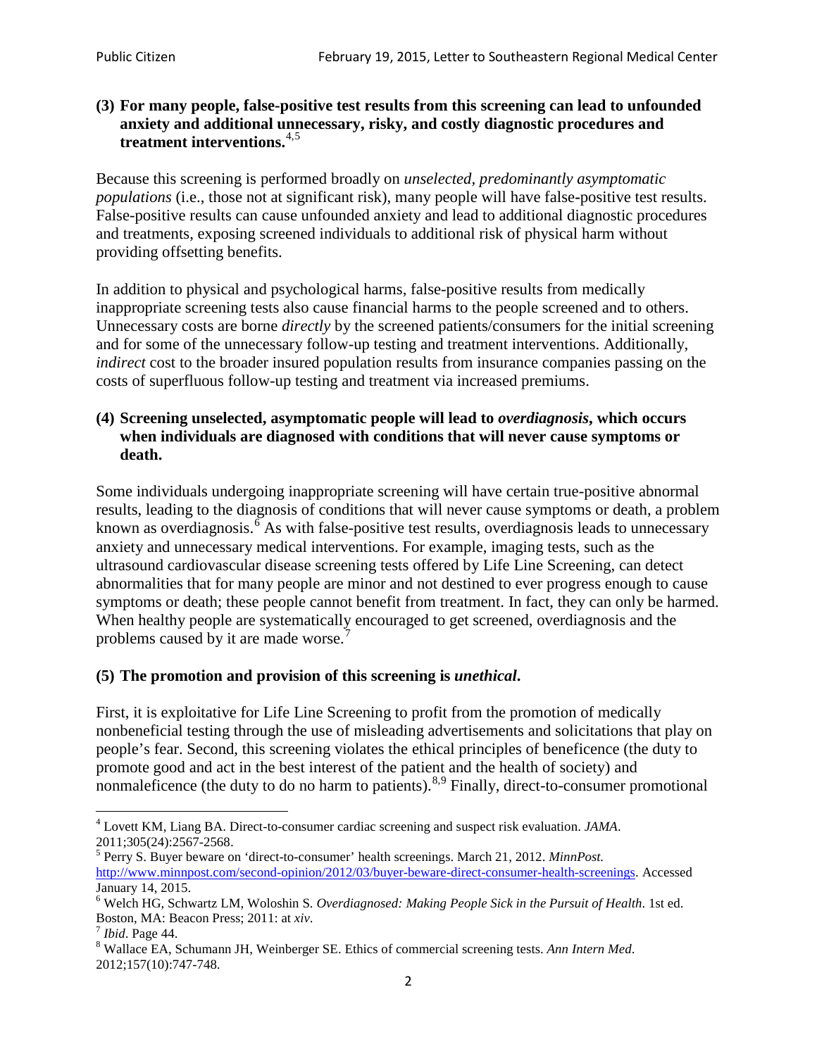**(3) For many people, false-positive test results from this screening can lead to unfounded anxiety and additional unnecessary, risky, and costly diagnostic procedures and treatment interventions.**[4,5]

Because this screening is performed broadly on *unselected, predominantly asymptomatic populations* (i.e., those not at significant risk), many people will have false-positive test results. False-positive results can cause unfounded anxiety and lead to additional diagnostic procedures and treatments, exposing screened individuals to additional risk of physical harm without providing offsetting benefits.

In addition to physical and psychological harms, false-positive results from medically inappropriate screening tests also cause financial harms to the people screened and to others. Unnecessary costs are borne *directly* by the screened patients/consumers for the initial screening and for some of the unnecessary follow-up testing and treatment interventions. Additionally, *indirect* cost to the broader insured population results from insurance companies passing on the costs of superfluous follow-up testing and treatment via increased premiums.

**(4) Screening unselected, asymptomatic people will lead to *overdiagnosis*, which occurs when individuals are diagnosed with conditions that will never cause symptoms or death.**

Some individuals undergoing inappropriate screening will have certain true-positive abnormal results, leading to the diagnosis of conditions that will never cause symptoms or death, a problem known as overdiagnosis.[6] As with false-positive test results, overdiagnosis leads to unnecessary anxiety and unnecessary medical interventions. For example, imaging tests, such as the ultrasound cardiovascular disease screening tests offered by Life Line Screening, can detect abnormalities that for many people are minor and not destined to ever progress enough to cause symptoms or death; these people cannot benefit from treatment. In fact, they can only be harmed. When healthy people are systematically encouraged to get screened, overdiagnosis and the problems caused by it are made worse.[7]

**(5) The promotion and provision of this screening is *unethical*.**

First, it is exploitative for Life Line Screening to profit from the promotion of medically nonbeneficial testing through the use of misleading advertisements and solicitations that play on people's fear. Second, this screening violates the ethical principles of beneficence (the duty to promote good and act in the best interest of the patient and the health of society) and nonmaleficence (the duty to do no harm to patients).[8,9] Finally, direct-to-consumer promotional

---

[4] Lovett KM, Liang BA. Direct-to-consumer cardiac screening and suspect risk evaluation. *JAMA*. 2011;305(24):2567-2568.

[5] Perry S. Buyer beware on 'direct-to-consumer' health screenings. March 21, 2012. *MinnPost.* http://www.minnpost.com/second-opinion/2012/03/buyer-beware-direct-consumer-health-screenings. Accessed January 14, 2015.

[6] Welch HG, Schwartz LM, Woloshin S. *Overdiagnosed: Making People Sick in the Pursuit of Health*. 1st ed. Boston, MA: Beacon Press; 2011: at *xiv*.

[7] *Ibid*. Page 44.

[8] Wallace EA, Schumann JH, Weinberger SE. Ethics of commercial screening tests. *Ann Intern Med*. 2012;157(10):747-748.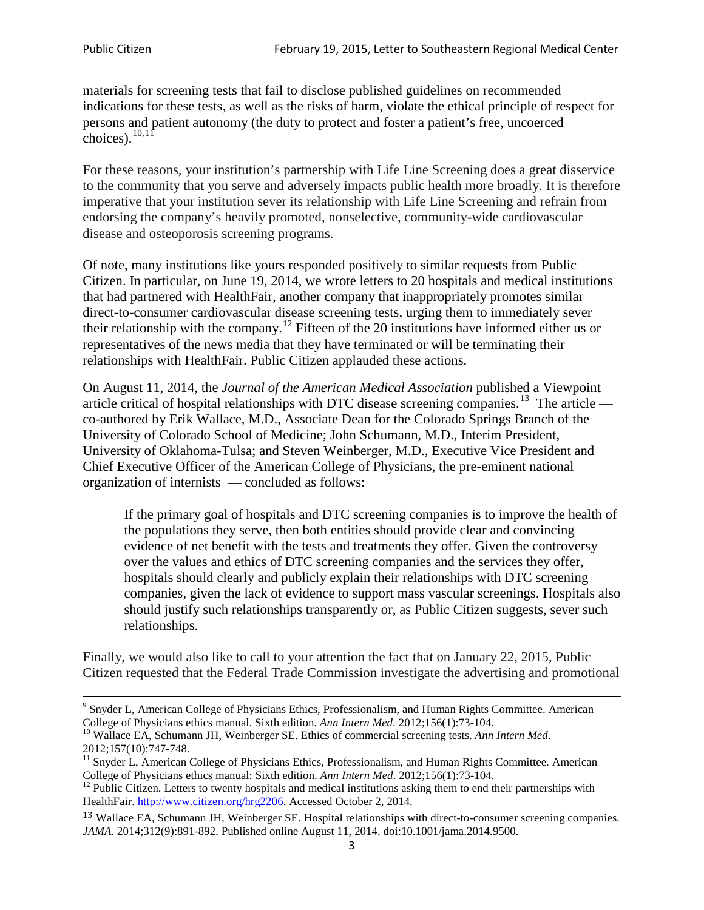materials for screening tests that fail to disclose published guidelines on recommended indications for these tests, as well as the risks of harm, violate the ethical principle of respect for persons and patient autonomy (the duty to protect and foster a patient's free, uncoerced choices).[10,11]

For these reasons, your institution's partnership with Life Line Screening does a great disservice to the community that you serve and adversely impacts public health more broadly. It is therefore imperative that your institution sever its relationship with Life Line Screening and refrain from endorsing the company's heavily promoted, nonselective, community-wide cardiovascular disease and osteoporosis screening programs.

Of note, many institutions like yours responded positively to similar requests from Public Citizen. In particular, on June 19, 2014, we wrote letters to 20 hospitals and medical institutions that had partnered with HealthFair, another company that inappropriately promotes similar direct-to-consumer cardiovascular disease screening tests, urging them to immediately sever their relationship with the company.[12] Fifteen of the 20 institutions have informed either us or representatives of the news media that they have terminated or will be terminating their relationships with HealthFair. Public Citizen applauded these actions.

On August 11, 2014, the *Journal of the American Medical Association* published a Viewpoint article critical of hospital relationships with DTC disease screening companies.[13] The article — co-authored by Erik Wallace, M.D., Associate Dean for the Colorado Springs Branch of the University of Colorado School of Medicine; John Schumann, M.D., Interim President, University of Oklahoma-Tulsa; and Steven Weinberger, M.D., Executive Vice President and Chief Executive Officer of the American College of Physicians, the pre-eminent national organization of internists — concluded as follows:

> If the primary goal of hospitals and DTC screening companies is to improve the health of the populations they serve, then both entities should provide clear and convincing evidence of net benefit with the tests and treatments they offer. Given the controversy over the values and ethics of DTC screening companies and the services they offer, hospitals should clearly and publicly explain their relationships with DTC screening companies, given the lack of evidence to support mass vascular screenings. Hospitals also should justify such relationships transparently or, as Public Citizen suggests, sever such relationships.

Finally, we would also like to call to your attention the fact that on January 22, 2015, Public Citizen requested that the Federal Trade Commission investigate the advertising and promotional

---

[9] Snyder L, American College of Physicians Ethics, Professionalism, and Human Rights Committee. American College of Physicians ethics manual. Sixth edition. *Ann Intern Med*. 2012;156(1):73-104.

[10] Wallace EA, Schumann JH, Weinberger SE. Ethics of commercial screening tests. *Ann Intern Med*. 2012;157(10):747-748.

[11] Snyder L, American College of Physicians Ethics, Professionalism, and Human Rights Committee. American College of Physicians ethics manual: Sixth edition. *Ann Intern Med*. 2012;156(1):73-104.

[12] Public Citizen. Letters to twenty hospitals and medical institutions asking them to end their partnerships with HealthFair. http://www.citizen.org/hrg2206. Accessed October 2, 2014.

[13] Wallace EA, Schumann JH, Weinberger SE. Hospital relationships with direct-to-consumer screening companies. *JAMA*. 2014;312(9):891-892. Published online August 11, 2014. doi:10.1001/jama.2014.9500.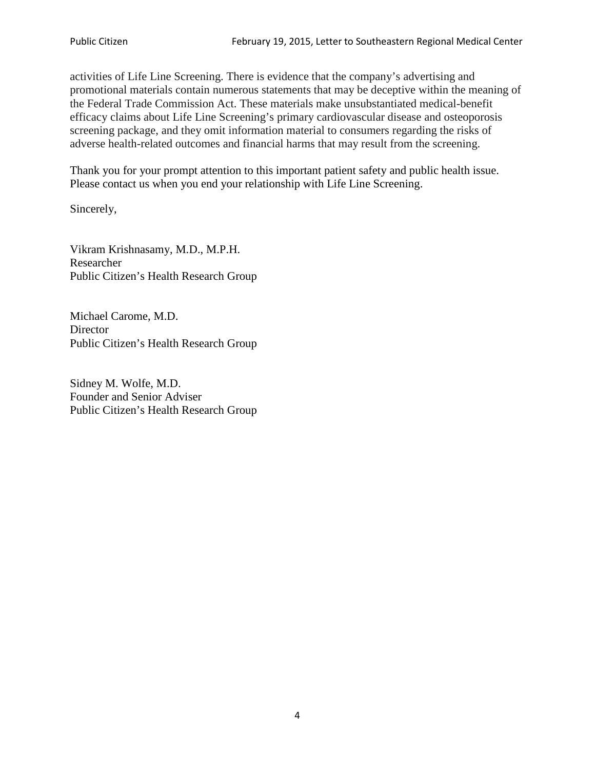activities of Life Line Screening. There is evidence that the company's advertising and promotional materials contain numerous statements that may be deceptive within the meaning of the Federal Trade Commission Act. These materials make unsubstantiated medical-benefit efficacy claims about Life Line Screening's primary cardiovascular disease and osteoporosis screening package, and they omit information material to consumers regarding the risks of adverse health-related outcomes and financial harms that may result from the screening.

Thank you for your prompt attention to this important patient safety and public health issue. Please contact us when you end your relationship with Life Line Screening.

Sincerely,

Vikram Krishnasamy, M.D., M.P.H.
Researcher
Public Citizen's Health Research Group

Michael Carome, M.D.
Director
Public Citizen's Health Research Group

Sidney M. Wolfe, M.D.
Founder and Senior Adviser
Public Citizen's Health Research Group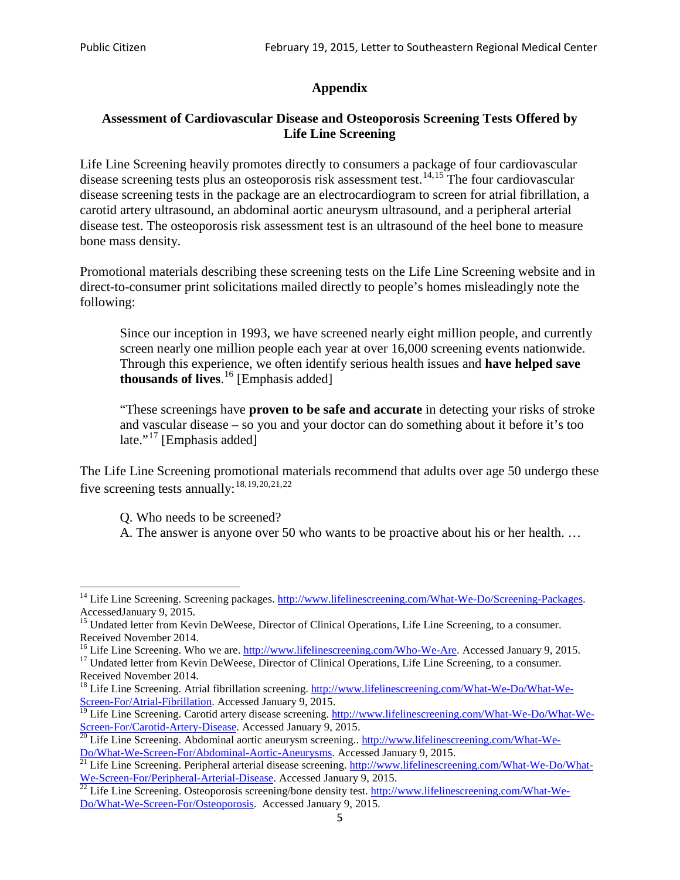## Appendix

### Assessment of Cardiovascular Disease and Osteoporosis Screening Tests Offered by Life Line Screening

Life Line Screening heavily promotes directly to consumers a package of four cardiovascular disease screening tests plus an osteoporosis risk assessment test.[14,15] The four cardiovascular disease screening tests in the package are an electrocardiogram to screen for atrial fibrillation, a carotid artery ultrasound, an abdominal aortic aneurysm ultrasound, and a peripheral arterial disease test. The osteoporosis risk assessment test is an ultrasound of the heel bone to measure bone mass density.

Promotional materials describing these screening tests on the Life Line Screening website and in direct-to-consumer print solicitations mailed directly to people's homes misleadingly note the following:

> Since our inception in 1993, we have screened nearly eight million people, and currently screen nearly one million people each year at over 16,000 screening events nationwide. Through this experience, we often identify serious health issues and **have helped save thousands of lives**.[16] [Emphasis added]
>
> "These screenings have **proven to be safe and accurate** in detecting your risks of stroke and vascular disease – so you and your doctor can do something about it before it's too late."[17] [Emphasis added]

The Life Line Screening promotional materials recommend that adults over age 50 undergo these five screening tests annually:[18,19,20,21,22]

> Q. Who needs to be screened?
> A. The answer is anyone over 50 who wants to be proactive about his or her health. …

---

[14] Life Line Screening. Screening packages. http://www.lifelinescreening.com/What-We-Do/Screening-Packages. AccessedJanuary 9, 2015.

[15] Undated letter from Kevin DeWeese, Director of Clinical Operations, Life Line Screening, to a consumer. Received November 2014.

[16] Life Line Screening. Who we are. http://www.lifelinescreening.com/Who-We-Are. Accessed January 9, 2015.

[17] Undated letter from Kevin DeWeese, Director of Clinical Operations, Life Line Screening, to a consumer. Received November 2014.

[18] Life Line Screening. Atrial fibrillation screening. http://www.lifelinescreening.com/What-We-Do/What-We-Screen-For/Atrial-Fibrillation. Accessed January 9, 2015.

[19] Life Line Screening. Carotid artery disease screening. http://www.lifelinescreening.com/What-We-Do/What-We-Screen-For/Carotid-Artery-Disease. Accessed January 9, 2015.

[20] Life Line Screening. Abdominal aortic aneurysm screening.. http://www.lifelinescreening.com/What-We-Do/What-We-Screen-For/Abdominal-Aortic-Aneurysms. Accessed January 9, 2015.

[21] Life Line Screening. Peripheral arterial disease screening. http://www.lifelinescreening.com/What-We-Do/What-We-Screen-For/Peripheral-Arterial-Disease. Accessed January 9, 2015.

[22] Life Line Screening. Osteoporosis screening/bone density test. http://www.lifelinescreening.com/What-We-Do/What-We-Screen-For/Osteoporosis. Accessed January 9, 2015.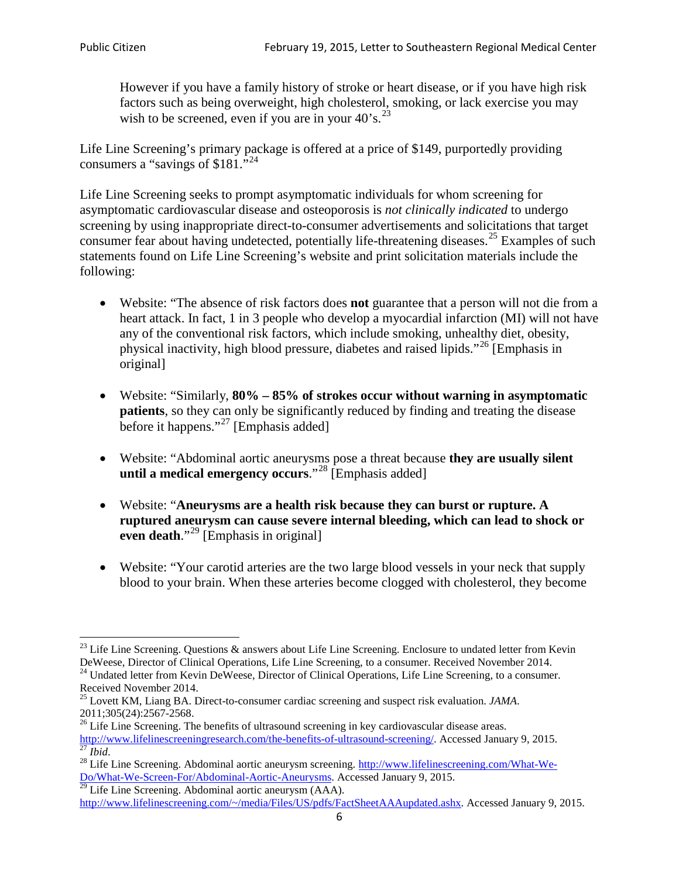> However if you have a family history of stroke or heart disease, or if you have high risk factors such as being overweight, high cholesterol, smoking, or lack exercise you may wish to be screened, even if you are in your 40's.[23]

Life Line Screening's primary package is offered at a price of $149, purportedly providing consumers a "savings of $181."[24]

Life Line Screening seeks to prompt asymptomatic individuals for whom screening for asymptomatic cardiovascular disease and osteoporosis is *not clinically indicated* to undergo screening by using inappropriate direct-to-consumer advertisements and solicitations that target consumer fear about having undetected, potentially life-threatening diseases.[25] Examples of such statements found on Life Line Screening's website and print solicitation materials include the following:

- Website: "The absence of risk factors does **not** guarantee that a person will not die from a heart attack. In fact, 1 in 3 people who develop a myocardial infarction (MI) will not have any of the conventional risk factors, which include smoking, unhealthy diet, obesity, physical inactivity, high blood pressure, diabetes and raised lipids."[26] [Emphasis in original]

- Website: "Similarly, **80% – 85% of strokes occur without warning in asymptomatic patients**, so they can only be significantly reduced by finding and treating the disease before it happens."[27] [Emphasis added]

- Website: "Abdominal aortic aneurysms pose a threat because **they are usually silent until a medical emergency occurs**."[28] [Emphasis added]

- Website: "**Aneurysms are a health risk because they can burst or rupture. A ruptured aneurysm can cause severe internal bleeding, which can lead to shock or even death**."[29] [Emphasis in original]

- Website: "Your carotid arteries are the two large blood vessels in your neck that supply blood to your brain. When these arteries become clogged with cholesterol, they become

---

[23] Life Line Screening. Questions & answers about Life Line Screening. Enclosure to undated letter from Kevin DeWeese, Director of Clinical Operations, Life Line Screening, to a consumer. Received November 2014.

[24] Undated letter from Kevin DeWeese, Director of Clinical Operations, Life Line Screening, to a consumer. Received November 2014.

[25] Lovett KM, Liang BA. Direct-to-consumer cardiac screening and suspect risk evaluation. *JAMA*. 2011;305(24):2567-2568.

[26] Life Line Screening. The benefits of ultrasound screening in key cardiovascular disease areas. http://www.lifelinescreeningresearch.com/the-benefits-of-ultrasound-screening/. Accessed January 9, 2015.

[27] *Ibid*.

[28] Life Line Screening. Abdominal aortic aneurysm screening. http://www.lifelinescreening.com/What-We-Do/What-We-Screen-For/Abdominal-Aortic-Aneurysms. Accessed January 9, 2015.

[29] Life Line Screening. Abdominal aortic aneurysm (AAA). http://www.lifelinescreening.com/~/media/Files/US/pdfs/FactSheetAAAupdated.ashx. Accessed January 9, 2015.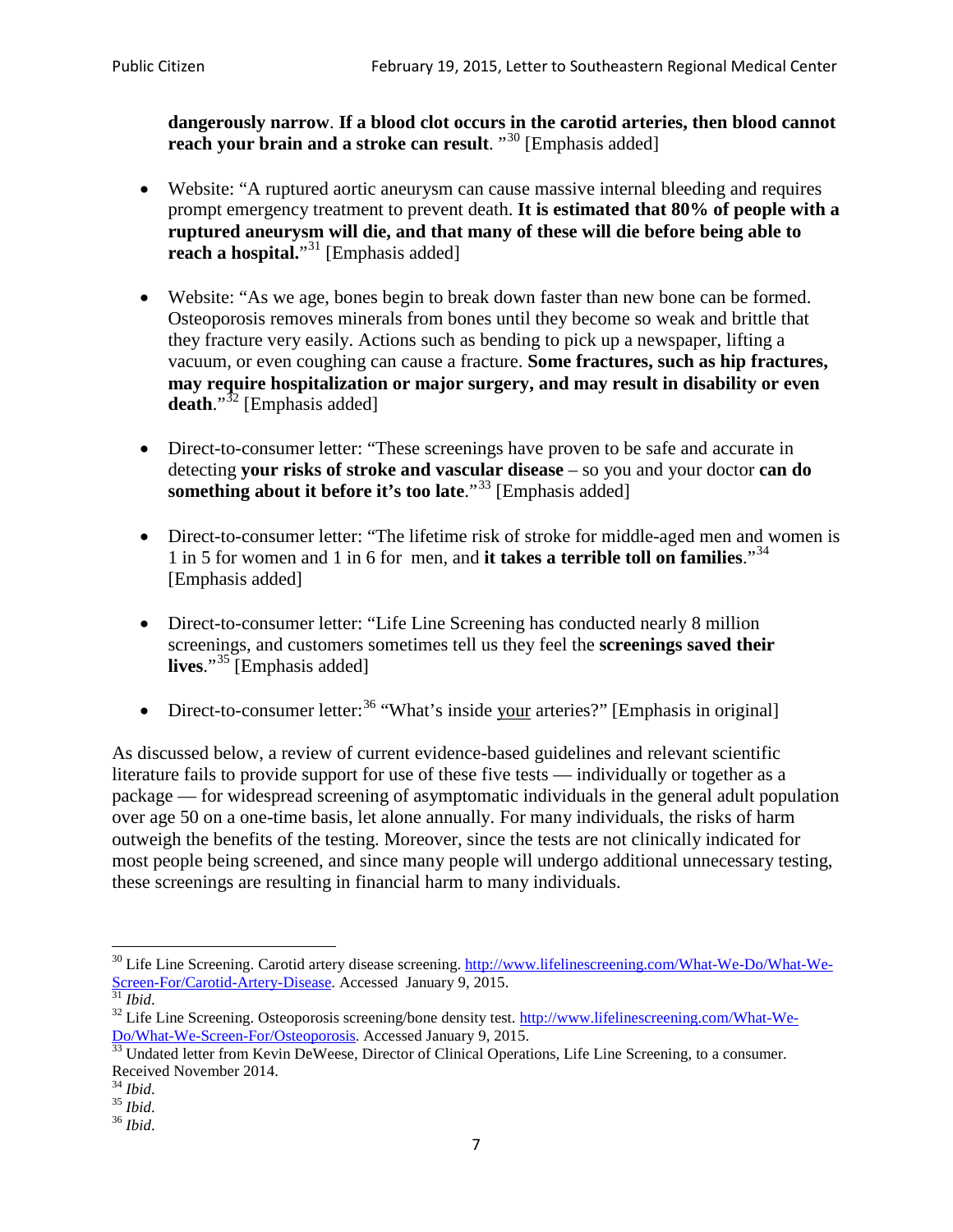**dangerously narrow**. **If a blood clot occurs in the carotid arteries, then blood cannot reach your brain and a stroke can result**. "[30] [Emphasis added]

- Website: "A ruptured aortic aneurysm can cause massive internal bleeding and requires prompt emergency treatment to prevent death. **It is estimated that 80% of people with a ruptured aneurysm will die, and that many of these will die before being able to reach a hospital.**"[31] [Emphasis added]

- Website: "As we age, bones begin to break down faster than new bone can be formed. Osteoporosis removes minerals from bones until they become so weak and brittle that they fracture very easily. Actions such as bending to pick up a newspaper, lifting a vacuum, or even coughing can cause a fracture. **Some fractures, such as hip fractures, may require hospitalization or major surgery, and may result in disability or even death**."[32] [Emphasis added]

- Direct-to-consumer letter: "These screenings have proven to be safe and accurate in detecting **your risks of stroke and vascular disease** – so you and your doctor **can do something about it before it's too late**."[33] [Emphasis added]

- Direct-to-consumer letter: "The lifetime risk of stroke for middle-aged men and women is 1 in 5 for women and 1 in 6 for men, and **it takes a terrible toll on families**."[34] [Emphasis added]

- Direct-to-consumer letter: "Life Line Screening has conducted nearly 8 million screenings, and customers sometimes tell us they feel the **screenings saved their lives**."[35] [Emphasis added]

- Direct-to-consumer letter:[36] "What's inside <u>your</u> arteries?" [Emphasis in original]

As discussed below, a review of current evidence-based guidelines and relevant scientific literature fails to provide support for use of these five tests — individually or together as a package — for widespread screening of asymptomatic individuals in the general adult population over age 50 on a one-time basis, let alone annually. For many individuals, the risks of harm outweigh the benefits of the testing. Moreover, since the tests are not clinically indicated for most people being screened, and since many people will undergo additional unnecessary testing, these screenings are resulting in financial harm to many individuals.

---

[30] Life Line Screening. Carotid artery disease screening. http://www.lifelinescreening.com/What-We-Do/What-We-Screen-For/Carotid-Artery-Disease. Accessed January 9, 2015.

[31] *Ibid*.

[32] Life Line Screening. Osteoporosis screening/bone density test. http://www.lifelinescreening.com/What-We-Do/What-We-Screen-For/Osteoporosis. Accessed January 9, 2015.

[33] Undated letter from Kevin DeWeese, Director of Clinical Operations, Life Line Screening, to a consumer. Received November 2014.

[34] *Ibid*.

[35] *Ibid*.

[36] *Ibid*.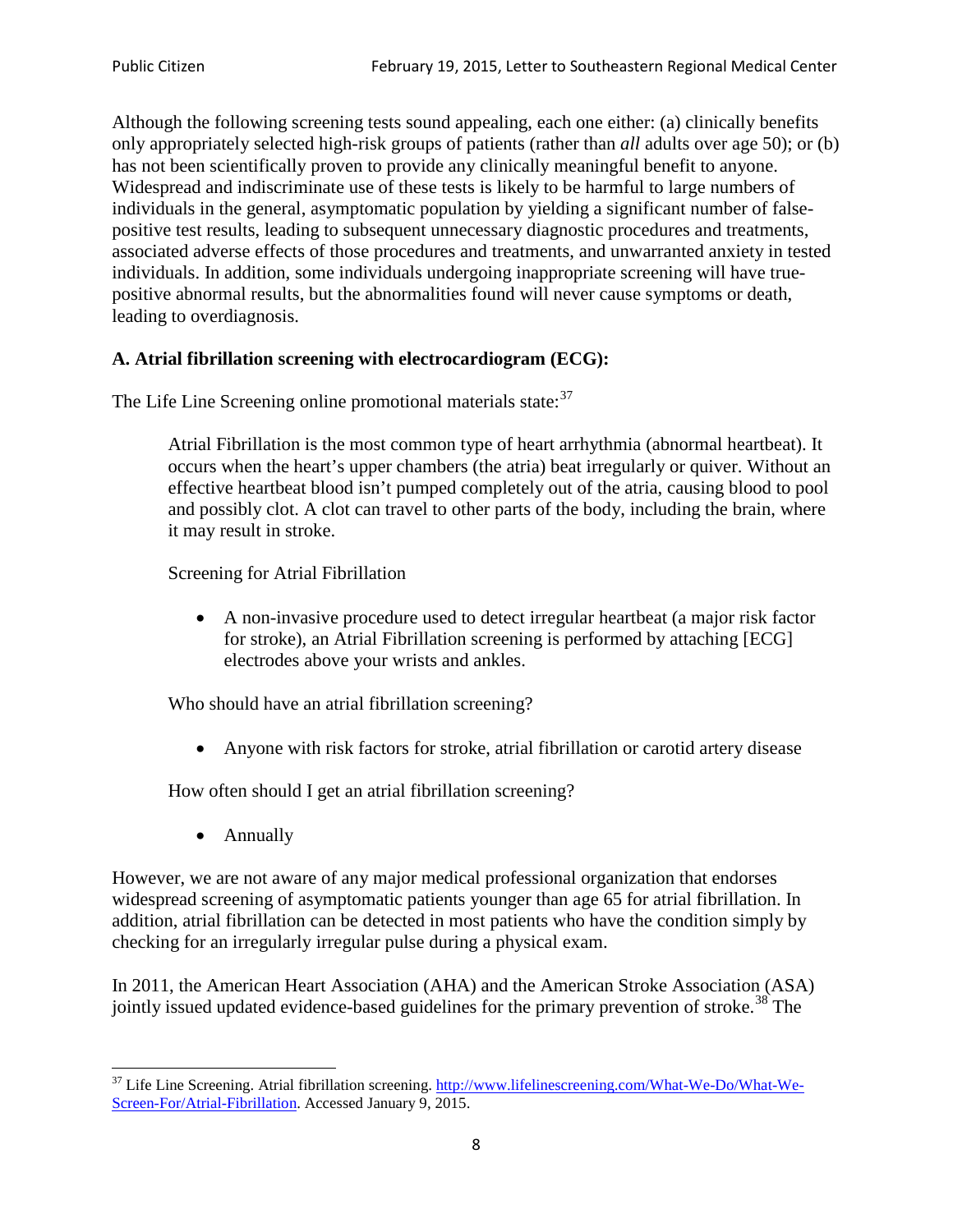Although the following screening tests sound appealing, each one either: (a) clinically benefits only appropriately selected high-risk groups of patients (rather than *all* adults over age 50); or (b) has not been scientifically proven to provide any clinically meaningful benefit to anyone. Widespread and indiscriminate use of these tests is likely to be harmful to large numbers of individuals in the general, asymptomatic population by yielding a significant number of false-positive test results, leading to subsequent unnecessary diagnostic procedures and treatments, associated adverse effects of those procedures and treatments, and unwarranted anxiety in tested individuals. In addition, some individuals undergoing inappropriate screening will have true-positive abnormal results, but the abnormalities found will never cause symptoms or death, leading to overdiagnosis.

**A. Atrial fibrillation screening with electrocardiogram (ECG):**

The Life Line Screening online promotional materials state:[37]

> Atrial Fibrillation is the most common type of heart arrhythmia (abnormal heartbeat). It occurs when the heart's upper chambers (the atria) beat irregularly or quiver. Without an effective heartbeat blood isn't pumped completely out of the atria, causing blood to pool and possibly clot. A clot can travel to other parts of the body, including the brain, where it may result in stroke.
>
> Screening for Atrial Fibrillation
>
> - A non-invasive procedure used to detect irregular heartbeat (a major risk factor for stroke), an Atrial Fibrillation screening is performed by attaching [ECG] electrodes above your wrists and ankles.
>
> Who should have an atrial fibrillation screening?
>
> - Anyone with risk factors for stroke, atrial fibrillation or carotid artery disease
>
> How often should I get an atrial fibrillation screening?
>
> - Annually

However, we are not aware of any major medical professional organization that endorses widespread screening of asymptomatic patients younger than age 65 for atrial fibrillation. In addition, atrial fibrillation can be detected in most patients who have the condition simply by checking for an irregularly irregular pulse during a physical exam.

In 2011, the American Heart Association (AHA) and the American Stroke Association (ASA) jointly issued updated evidence-based guidelines for the primary prevention of stroke.[38] The

---

[37] Life Line Screening. Atrial fibrillation screening. http://www.lifelinescreening.com/What-We-Do/What-We-Screen-For/Atrial-Fibrillation. Accessed January 9, 2015.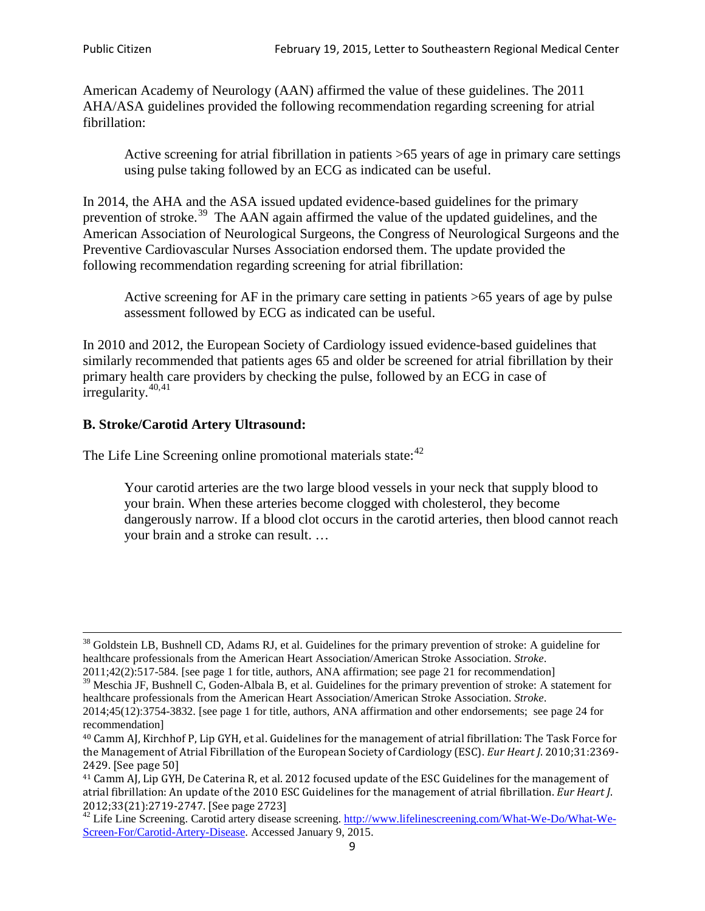American Academy of Neurology (AAN) affirmed the value of these guidelines. The 2011 AHA/ASA guidelines provided the following recommendation regarding screening for atrial fibrillation:

> Active screening for atrial fibrillation in patients >65 years of age in primary care settings using pulse taking followed by an ECG as indicated can be useful.

In 2014, the AHA and the ASA issued updated evidence-based guidelines for the primary prevention of stroke.[39] The AAN again affirmed the value of the updated guidelines, and the American Association of Neurological Surgeons, the Congress of Neurological Surgeons and the Preventive Cardiovascular Nurses Association endorsed them. The update provided the following recommendation regarding screening for atrial fibrillation:

> Active screening for AF in the primary care setting in patients >65 years of age by pulse assessment followed by ECG as indicated can be useful.

In 2010 and 2012, the European Society of Cardiology issued evidence-based guidelines that similarly recommended that patients ages 65 and older be screened for atrial fibrillation by their primary health care providers by checking the pulse, followed by an ECG in case of irregularity.[40,41]

### B. Stroke/Carotid Artery Ultrasound:

The Life Line Screening online promotional materials state:[42]

> Your carotid arteries are the two large blood vessels in your neck that supply blood to your brain. When these arteries become clogged with cholesterol, they become dangerously narrow. If a blood clot occurs in the carotid arteries, then blood cannot reach your brain and a stroke can result. …

---

[38] Goldstein LB, Bushnell CD, Adams RJ, et al. Guidelines for the primary prevention of stroke: A guideline for healthcare professionals from the American Heart Association/American Stroke Association. *Stroke*. 2011;42(2):517-584. [see page 1 for title, authors, ANA affirmation; see page 21 for recommendation]

[39] Meschia JF, Bushnell C, Goden-Albala B, et al. Guidelines for the primary prevention of stroke: A statement for healthcare professionals from the American Heart Association/American Stroke Association. *Stroke*. 2014;45(12):3754-3832. [see page 1 for title, authors, ANA affirmation and other endorsements; see page 24 for recommendation]

[40] Camm AJ, Kirchhof P, Lip GYH, et al. Guidelines for the management of atrial fibrillation: The Task Force for the Management of Atrial Fibrillation of the European Society of Cardiology (ESC). *Eur Heart J*. 2010;31:2369-2429. [See page 50]

[41] Camm AJ, Lip GYH, De Caterina R, et al. 2012 focused update of the ESC Guidelines for the management of atrial fibrillation: An update of the 2010 ESC Guidelines for the management of atrial fibrillation. *Eur Heart J*. 2012;33(21):2719-2747. [See page 2723]

[42] Life Line Screening. Carotid artery disease screening. http://www.lifelinescreening.com/What-We-Do/What-We-Screen-For/Carotid-Artery-Disease. Accessed January 9, 2015.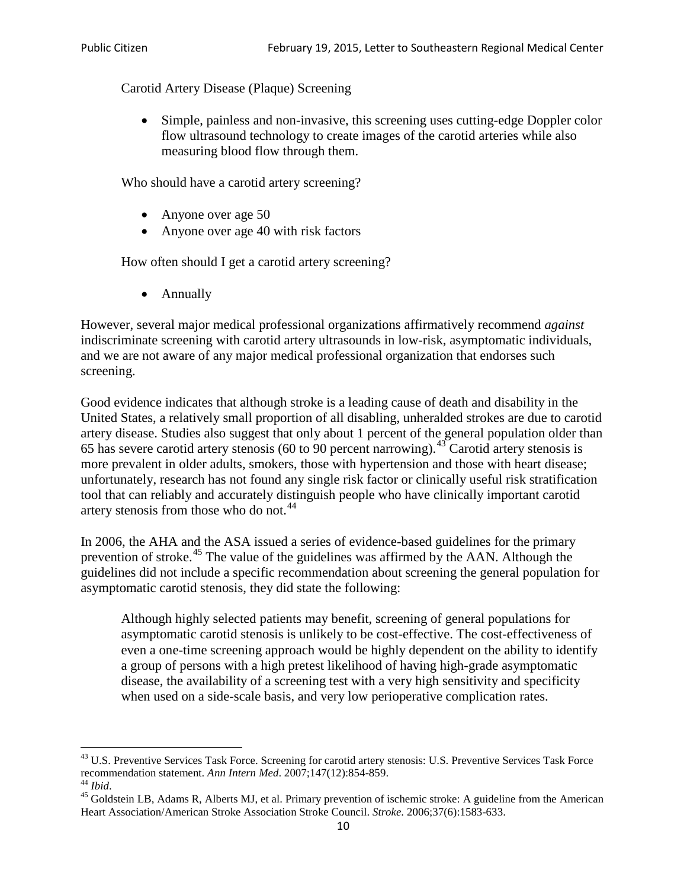Carotid Artery Disease (Plaque) Screening

- Simple, painless and non-invasive, this screening uses cutting-edge Doppler color flow ultrasound technology to create images of the carotid arteries while also measuring blood flow through them.

Who should have a carotid artery screening?

- Anyone over age 50
- Anyone over age 40 with risk factors

How often should I get a carotid artery screening?

- Annually

However, several major medical professional organizations affirmatively recommend *against* indiscriminate screening with carotid artery ultrasounds in low-risk, asymptomatic individuals, and we are not aware of any major medical professional organization that endorses such screening.

Good evidence indicates that although stroke is a leading cause of death and disability in the United States, a relatively small proportion of all disabling, unheralded strokes are due to carotid artery disease. Studies also suggest that only about 1 percent of the general population older than 65 has severe carotid artery stenosis (60 to 90 percent narrowing).[43] Carotid artery stenosis is more prevalent in older adults, smokers, those with hypertension and those with heart disease; unfortunately, research has not found any single risk factor or clinically useful risk stratification tool that can reliably and accurately distinguish people who have clinically important carotid artery stenosis from those who do not.[44]

In 2006, the AHA and the ASA issued a series of evidence-based guidelines for the primary prevention of stroke.[45] The value of the guidelines was affirmed by the AAN. Although the guidelines did not include a specific recommendation about screening the general population for asymptomatic carotid stenosis, they did state the following:

> Although highly selected patients may benefit, screening of general populations for asymptomatic carotid stenosis is unlikely to be cost-effective. The cost-effectiveness of even a one-time screening approach would be highly dependent on the ability to identify a group of persons with a high pretest likelihood of having high-grade asymptomatic disease, the availability of a screening test with a very high sensitivity and specificity when used on a side-scale basis, and very low perioperative complication rates.

---

[43] U.S. Preventive Services Task Force. Screening for carotid artery stenosis: U.S. Preventive Services Task Force recommendation statement. *Ann Intern Med*. 2007;147(12):854-859.

[44] *Ibid*.

[45] Goldstein LB, Adams R, Alberts MJ, et al. Primary prevention of ischemic stroke: A guideline from the American Heart Association/American Stroke Association Stroke Council. *Stroke*. 2006;37(6):1583-633.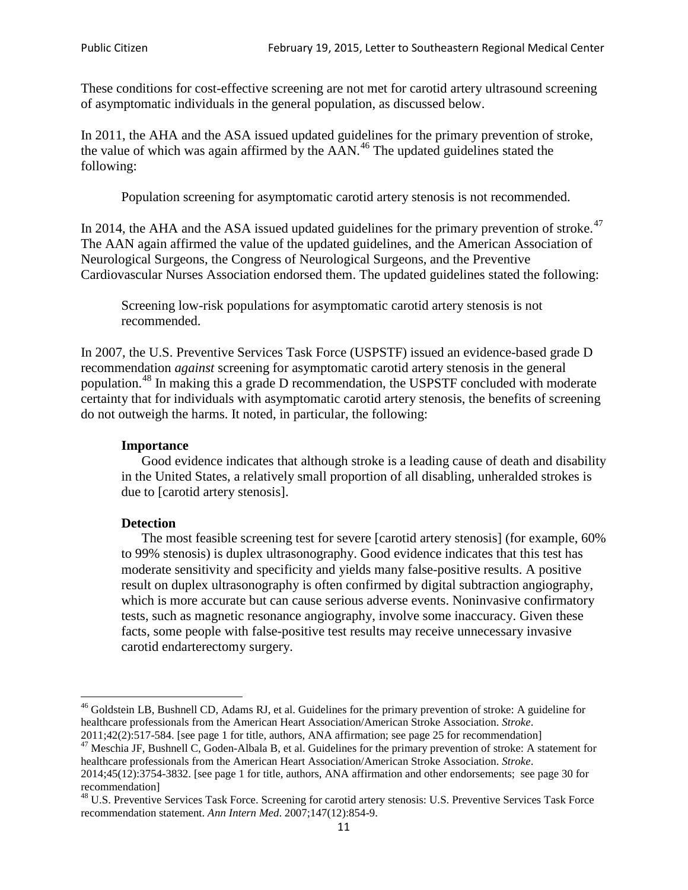These conditions for cost-effective screening are not met for carotid artery ultrasound screening of asymptomatic individuals in the general population, as discussed below.

In 2011, the AHA and the ASA issued updated guidelines for the primary prevention of stroke, the value of which was again affirmed by the AAN.[46] The updated guidelines stated the following:

> Population screening for asymptomatic carotid artery stenosis is not recommended.

In 2014, the AHA and the ASA issued updated guidelines for the primary prevention of stroke.[47] The AAN again affirmed the value of the updated guidelines, and the American Association of Neurological Surgeons, the Congress of Neurological Surgeons, and the Preventive Cardiovascular Nurses Association endorsed them. The updated guidelines stated the following:

> Screening low-risk populations for asymptomatic carotid artery stenosis is not recommended.

In 2007, the U.S. Preventive Services Task Force (USPSTF) issued an evidence-based grade D recommendation *against* screening for asymptomatic carotid artery stenosis in the general population.[48] In making this a grade D recommendation, the USPSTF concluded with moderate certainty that for individuals with asymptomatic carotid artery stenosis, the benefits of screening do not outweigh the harms. It noted, in particular, the following:

> **Importance**
>
> Good evidence indicates that although stroke is a leading cause of death and disability in the United States, a relatively small proportion of all disabling, unheralded strokes is due to [carotid artery stenosis].
>
> **Detection**
>
> The most feasible screening test for severe [carotid artery stenosis] (for example, 60% to 99% stenosis) is duplex ultrasonography. Good evidence indicates that this test has moderate sensitivity and specificity and yields many false-positive results. A positive result on duplex ultrasonography is often confirmed by digital subtraction angiography, which is more accurate but can cause serious adverse events. Noninvasive confirmatory tests, such as magnetic resonance angiography, involve some inaccuracy. Given these facts, some people with false-positive test results may receive unnecessary invasive carotid endarterectomy surgery.

---

[46] Goldstein LB, Bushnell CD, Adams RJ, et al. Guidelines for the primary prevention of stroke: A guideline for healthcare professionals from the American Heart Association/American Stroke Association. *Stroke*. 2011;42(2):517-584. [see page 1 for title, authors, ANA affirmation; see page 25 for recommendation]

[47] Meschia JF, Bushnell C, Goden-Albala B, et al. Guidelines for the primary prevention of stroke: A statement for healthcare professionals from the American Heart Association/American Stroke Association. *Stroke*. 2014;45(12):3754-3832. [see page 1 for title, authors, ANA affirmation and other endorsements; see page 30 for recommendation]

[48] U.S. Preventive Services Task Force. Screening for carotid artery stenosis: U.S. Preventive Services Task Force recommendation statement. *Ann Intern Med*. 2007;147(12):854-9.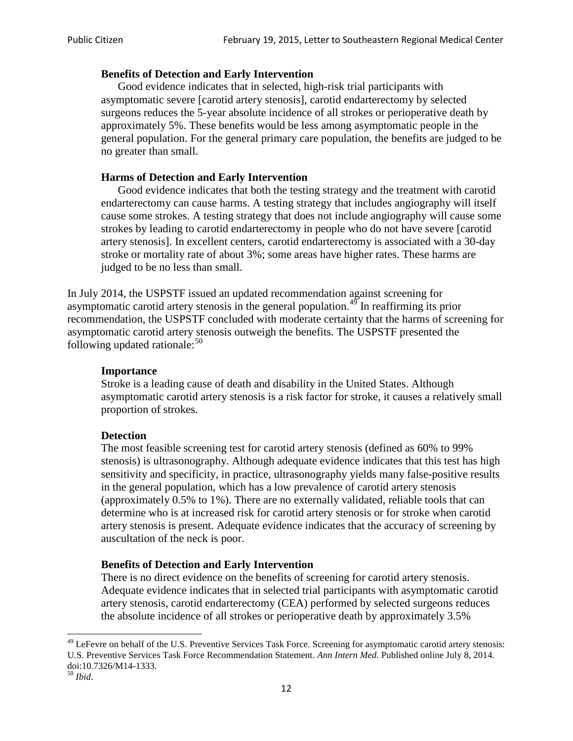> **Benefits of Detection and Early Intervention**
>
> Good evidence indicates that in selected, high-risk trial participants with asymptomatic severe [carotid artery stenosis], carotid endarterectomy by selected surgeons reduces the 5-year absolute incidence of all strokes or perioperative death by approximately 5%. These benefits would be less among asymptomatic people in the general population. For the general primary care population, the benefits are judged to be no greater than small.
>
> **Harms of Detection and Early Intervention**
>
> Good evidence indicates that both the testing strategy and the treatment with carotid endarterectomy can cause harms. A testing strategy that includes angiography will itself cause some strokes. A testing strategy that does not include angiography will cause some strokes by leading to carotid endarterectomy in people who do not have severe [carotid artery stenosis]. In excellent centers, carotid endarterectomy is associated with a 30-day stroke or mortality rate of about 3%; some areas have higher rates. These harms are judged to be no less than small.

In July 2014, the USPSTF issued an updated recommendation against screening for asymptomatic carotid artery stenosis in the general population.[49] In reaffirming its prior recommendation, the USPSTF concluded with moderate certainty that the harms of screening for asymptomatic carotid artery stenosis outweigh the benefits. The USPSTF presented the following updated rationale:[50]

> **Importance**
>
> Stroke is a leading cause of death and disability in the United States. Although asymptomatic carotid artery stenosis is a risk factor for stroke, it causes a relatively small proportion of strokes.
>
> **Detection**
>
> The most feasible screening test for carotid artery stenosis (defined as 60% to 99% stenosis) is ultrasonography. Although adequate evidence indicates that this test has high sensitivity and specificity, in practice, ultrasonography yields many false-positive results in the general population, which has a low prevalence of carotid artery stenosis (approximately 0.5% to 1%). There are no externally validated, reliable tools that can determine who is at increased risk for carotid artery stenosis or for stroke when carotid artery stenosis is present. Adequate evidence indicates that the accuracy of screening by auscultation of the neck is poor.
>
> **Benefits of Detection and Early Intervention**
>
> There is no direct evidence on the benefits of screening for carotid artery stenosis. Adequate evidence indicates that in selected trial participants with asymptomatic carotid artery stenosis, carotid endarterectomy (CEA) performed by selected surgeons reduces the absolute incidence of all strokes or perioperative death by approximately 3.5%

[49] LeFevre on behalf of the U.S. Preventive Services Task Force. Screening for asymptomatic carotid artery stenosis: U.S. Preventive Services Task Force Recommendation Statement. *Ann Intern Med*. Published online July 8, 2014. doi:10.7326/M14-1333.

[50] *Ibid*.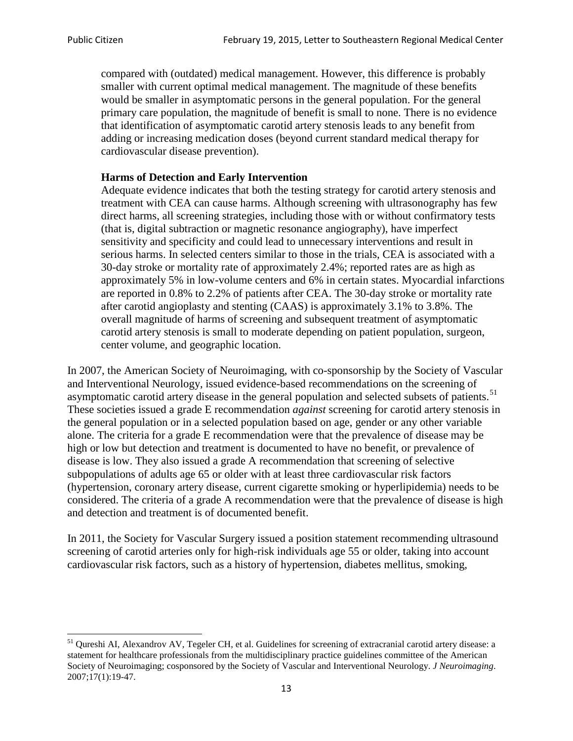> compared with (outdated) medical management. However, this difference is probably smaller with current optimal medical management. The magnitude of these benefits would be smaller in asymptomatic persons in the general population. For the general primary care population, the magnitude of benefit is small to none. There is no evidence that identification of asymptomatic carotid artery stenosis leads to any benefit from adding or increasing medication doses (beyond current standard medical therapy for cardiovascular disease prevention).
>
> **Harms of Detection and Early Intervention**
>
> Adequate evidence indicates that both the testing strategy for carotid artery stenosis and treatment with CEA can cause harms. Although screening with ultrasonography has few direct harms, all screening strategies, including those with or without confirmatory tests (that is, digital subtraction or magnetic resonance angiography), have imperfect sensitivity and specificity and could lead to unnecessary interventions and result in serious harms. In selected centers similar to those in the trials, CEA is associated with a 30-day stroke or mortality rate of approximately 2.4%; reported rates are as high as approximately 5% in low-volume centers and 6% in certain states. Myocardial infarctions are reported in 0.8% to 2.2% of patients after CEA. The 30-day stroke or mortality rate after carotid angioplasty and stenting (CAAS) is approximately 3.1% to 3.8%. The overall magnitude of harms of screening and subsequent treatment of asymptomatic carotid artery stenosis is small to moderate depending on patient population, surgeon, center volume, and geographic location.

In 2007, the American Society of Neuroimaging, with co-sponsorship by the Society of Vascular and Interventional Neurology, issued evidence-based recommendations on the screening of asymptomatic carotid artery disease in the general population and selected subsets of patients.[51] These societies issued a grade E recommendation *against* screening for carotid artery stenosis in the general population or in a selected population based on age, gender or any other variable alone. The criteria for a grade E recommendation were that the prevalence of disease may be high or low but detection and treatment is documented to have no benefit, or prevalence of disease is low. They also issued a grade A recommendation that screening of selective subpopulations of adults age 65 or older with at least three cardiovascular risk factors (hypertension, coronary artery disease, current cigarette smoking or hyperlipidemia) needs to be considered. The criteria of a grade A recommendation were that the prevalence of disease is high and detection and treatment is of documented benefit.

In 2011, the Society for Vascular Surgery issued a position statement recommending ultrasound screening of carotid arteries only for high-risk individuals age 55 or older, taking into account cardiovascular risk factors, such as a history of hypertension, diabetes mellitus, smoking,

---

[51] Qureshi AI, Alexandrov AV, Tegeler CH, et al. Guidelines for screening of extracranial carotid artery disease: a statement for healthcare professionals from the multidisciplinary practice guidelines committee of the American Society of Neuroimaging; cosponsored by the Society of Vascular and Interventional Neurology. *J Neuroimaging*. 2007;17(1):19-47.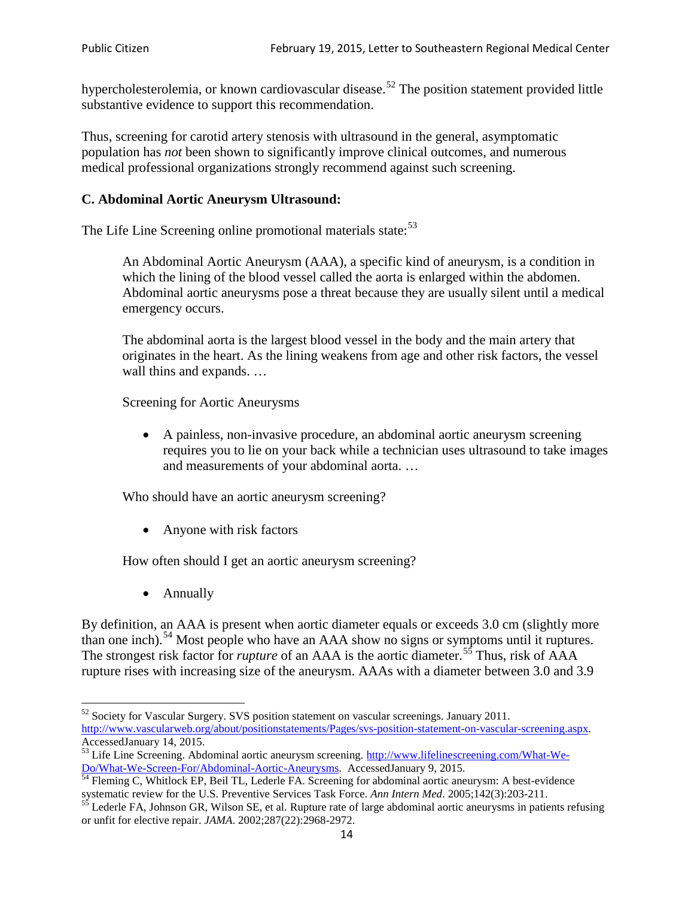hypercholesterolemia, or known cardiovascular disease.[52] The position statement provided little substantive evidence to support this recommendation.

Thus, screening for carotid artery stenosis with ultrasound in the general, asymptomatic population has *not* been shown to significantly improve clinical outcomes, and numerous medical professional organizations strongly recommend against such screening.

### C. Abdominal Aortic Aneurysm Ultrasound:

The Life Line Screening online promotional materials state:[53]

> An Abdominal Aortic Aneurysm (AAA), a specific kind of aneurysm, is a condition in which the lining of the blood vessel called the aorta is enlarged within the abdomen. Abdominal aortic aneurysms pose a threat because they are usually silent until a medical emergency occurs.
>
> The abdominal aorta is the largest blood vessel in the body and the main artery that originates in the heart. As the lining weakens from age and other risk factors, the vessel wall thins and expands. …
>
> Screening for Aortic Aneurysms
>
> - A painless, non-invasive procedure, an abdominal aortic aneurysm screening requires you to lie on your back while a technician uses ultrasound to take images and measurements of your abdominal aorta. …
>
> Who should have an aortic aneurysm screening?
>
> - Anyone with risk factors
>
> How often should I get an aortic aneurysm screening?
>
> - Annually

By definition, an AAA is present when aortic diameter equals or exceeds 3.0 cm (slightly more than one inch).[54] Most people who have an AAA show no signs or symptoms until it ruptures. The strongest risk factor for *rupture* of an AAA is the aortic diameter.[55] Thus, risk of AAA rupture rises with increasing size of the aneurysm. AAAs with a diameter between 3.0 and 3.9

---

[52] Society for Vascular Surgery. SVS position statement on vascular screenings. January 2011. http://www.vascularweb.org/about/positionstatements/Pages/svs-position-statement-on-vascular-screening.aspx. AccessedJanuary 14, 2015.

[53] Life Line Screening. Abdominal aortic aneurysm screening. http://www.lifelinescreening.com/What-We-Do/What-We-Screen-For/Abdominal-Aortic-Aneurysms. AccessedJanuary 9, 2015.

[54] Fleming C, Whitlock EP, Beil TL, Lederle FA. Screening for abdominal aortic aneurysm: A best-evidence systematic review for the U.S. Preventive Services Task Force. *Ann Intern Med*. 2005;142(3):203-211.

[55] Lederle FA, Johnson GR, Wilson SE, et al. Rupture rate of large abdominal aortic aneurysms in patients refusing or unfit for elective repair. *JAMA*. 2002;287(22):2968-2972.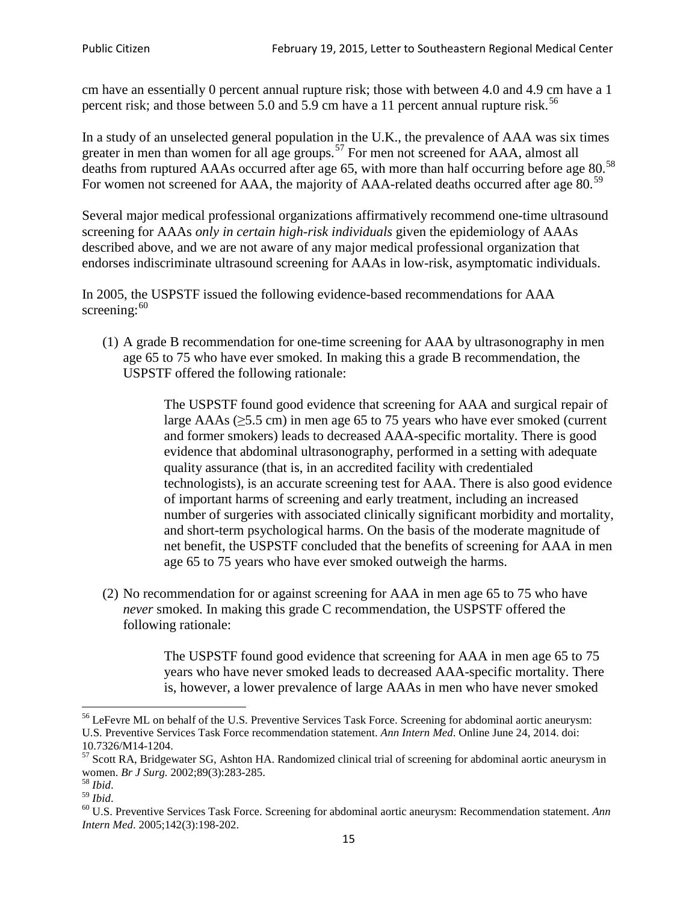cm have an essentially 0 percent annual rupture risk; those with between 4.0 and 4.9 cm have a 1 percent risk; and those between 5.0 and 5.9 cm have a 11 percent annual rupture risk.[56]

In a study of an unselected general population in the U.K., the prevalence of AAA was six times greater in men than women for all age groups.[57] For men not screened for AAA, almost all deaths from ruptured AAAs occurred after age 65, with more than half occurring before age 80.[58] For women not screened for AAA, the majority of AAA-related deaths occurred after age 80.[59]

Several major medical professional organizations affirmatively recommend one-time ultrasound screening for AAAs *only in certain high-risk individuals* given the epidemiology of AAAs described above, and we are not aware of any major medical professional organization that endorses indiscriminate ultrasound screening for AAAs in low-risk, asymptomatic individuals.

In 2005, the USPSTF issued the following evidence-based recommendations for AAA screening:[60]

(1) A grade B recommendation for one-time screening for AAA by ultrasonography in men age 65 to 75 who have ever smoked. In making this a grade B recommendation, the USPSTF offered the following rationale:

> The USPSTF found good evidence that screening for AAA and surgical repair of large AAAs (≥5.5 cm) in men age 65 to 75 years who have ever smoked (current and former smokers) leads to decreased AAA-specific mortality. There is good evidence that abdominal ultrasonography, performed in a setting with adequate quality assurance (that is, in an accredited facility with credentialed technologists), is an accurate screening test for AAA. There is also good evidence of important harms of screening and early treatment, including an increased number of surgeries with associated clinically significant morbidity and mortality, and short-term psychological harms. On the basis of the moderate magnitude of net benefit, the USPSTF concluded that the benefits of screening for AAA in men age 65 to 75 years who have ever smoked outweigh the harms.

(2) No recommendation for or against screening for AAA in men age 65 to 75 who have *never* smoked. In making this grade C recommendation, the USPSTF offered the following rationale:

> The USPSTF found good evidence that screening for AAA in men age 65 to 75 years who have never smoked leads to decreased AAA-specific mortality. There is, however, a lower prevalence of large AAAs in men who have never smoked

---

[56] LeFevre ML on behalf of the U.S. Preventive Services Task Force. Screening for abdominal aortic aneurysm: U.S. Preventive Services Task Force recommendation statement. *Ann Intern Med*. Online June 24, 2014. doi: 10.7326/M14-1204.

[57] Scott RA, Bridgewater SG, Ashton HA. Randomized clinical trial of screening for abdominal aortic aneurysm in women. *Br J Surg.* 2002;89(3):283-285.

[58] *Ibid*.

[59] *Ibid*.

[60] U.S. Preventive Services Task Force. Screening for abdominal aortic aneurysm: Recommendation statement. *Ann Intern Med*. 2005;142(3):198-202.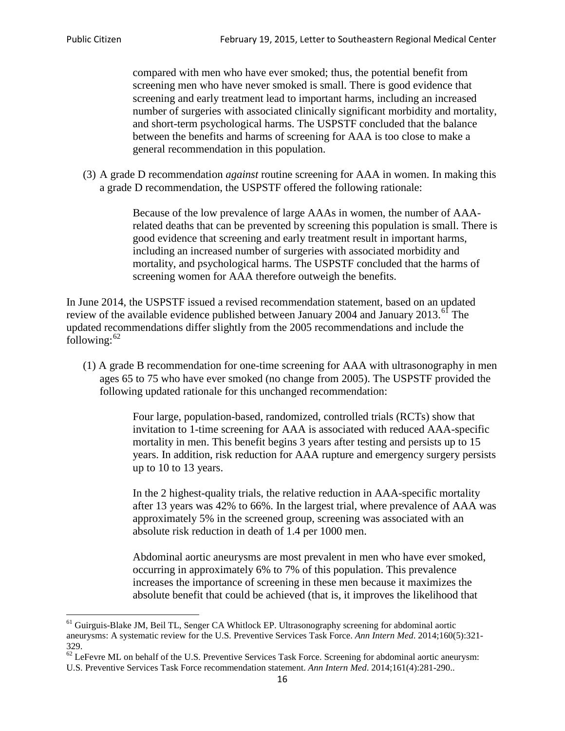> compared with men who have ever smoked; thus, the potential benefit from screening men who have never smoked is small. There is good evidence that screening and early treatment lead to important harms, including an increased number of surgeries with associated clinically significant morbidity and mortality, and short-term psychological harms. The USPSTF concluded that the balance between the benefits and harms of screening for AAA is too close to make a general recommendation in this population.

(3) A grade D recommendation *against* routine screening for AAA in women. In making this a grade D recommendation, the USPSTF offered the following rationale:

> Because of the low prevalence of large AAAs in women, the number of AAA-related deaths that can be prevented by screening this population is small. There is good evidence that screening and early treatment result in important harms, including an increased number of surgeries with associated morbidity and mortality, and psychological harms. The USPSTF concluded that the harms of screening women for AAA therefore outweigh the benefits.

In June 2014, the USPSTF issued a revised recommendation statement, based on an updated review of the available evidence published between January 2004 and January 2013.[61] The updated recommendations differ slightly from the 2005 recommendations and include the following:[62]

(1) A grade B recommendation for one-time screening for AAA with ultrasonography in men ages 65 to 75 who have ever smoked (no change from 2005). The USPSTF provided the following updated rationale for this unchanged recommendation:

> Four large, population-based, randomized, controlled trials (RCTs) show that invitation to 1-time screening for AAA is associated with reduced AAA-specific mortality in men. This benefit begins 3 years after testing and persists up to 15 years. In addition, risk reduction for AAA rupture and emergency surgery persists up to 10 to 13 years.
>
> In the 2 highest-quality trials, the relative reduction in AAA-specific mortality after 13 years was 42% to 66%. In the largest trial, where prevalence of AAA was approximately 5% in the screened group, screening was associated with an absolute risk reduction in death of 1.4 per 1000 men.
>
> Abdominal aortic aneurysms are most prevalent in men who have ever smoked, occurring in approximately 6% to 7% of this population. This prevalence increases the importance of screening in these men because it maximizes the absolute benefit that could be achieved (that is, it improves the likelihood that

[61] Guirguis-Blake JM, Beil TL, Senger CA Whitlock EP. Ultrasonography screening for abdominal aortic aneurysms: A systematic review for the U.S. Preventive Services Task Force. *Ann Intern Med*. 2014;160(5):321-329.

[62] LeFevre ML on behalf of the U.S. Preventive Services Task Force. Screening for abdominal aortic aneurysm: U.S. Preventive Services Task Force recommendation statement. *Ann Intern Med*. 2014;161(4):281-290..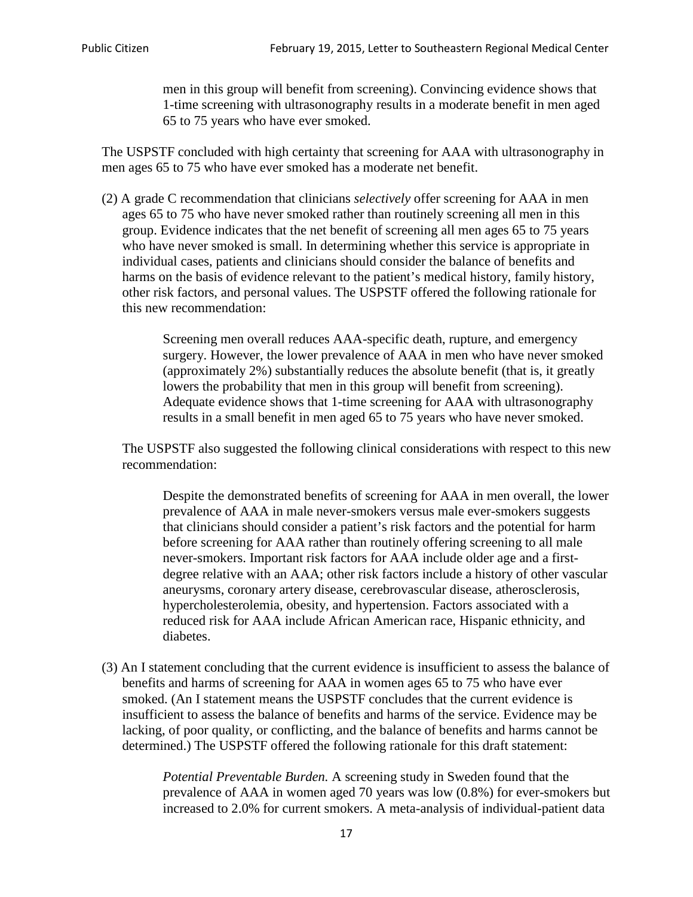> men in this group will benefit from screening). Convincing evidence shows that 1-time screening with ultrasonography results in a moderate benefit in men aged 65 to 75 years who have ever smoked.

The USPSTF concluded with high certainty that screening for AAA with ultrasonography in men ages 65 to 75 who have ever smoked has a moderate net benefit.

(2) A grade C recommendation that clinicians *selectively* offer screening for AAA in men ages 65 to 75 who have never smoked rather than routinely screening all men in this group. Evidence indicates that the net benefit of screening all men ages 65 to 75 years who have never smoked is small. In determining whether this service is appropriate in individual cases, patients and clinicians should consider the balance of benefits and harms on the basis of evidence relevant to the patient's medical history, family history, other risk factors, and personal values. The USPSTF offered the following rationale for this new recommendation:

> Screening men overall reduces AAA-specific death, rupture, and emergency surgery. However, the lower prevalence of AAA in men who have never smoked (approximately 2%) substantially reduces the absolute benefit (that is, it greatly lowers the probability that men in this group will benefit from screening). Adequate evidence shows that 1-time screening for AAA with ultrasonography results in a small benefit in men aged 65 to 75 years who have never smoked.

The USPSTF also suggested the following clinical considerations with respect to this new recommendation:

> Despite the demonstrated benefits of screening for AAA in men overall, the lower prevalence of AAA in male never-smokers versus male ever-smokers suggests that clinicians should consider a patient's risk factors and the potential for harm before screening for AAA rather than routinely offering screening to all male never-smokers. Important risk factors for AAA include older age and a first-degree relative with an AAA; other risk factors include a history of other vascular aneurysms, coronary artery disease, cerebrovascular disease, atherosclerosis, hypercholesterolemia, obesity, and hypertension. Factors associated with a reduced risk for AAA include African American race, Hispanic ethnicity, and diabetes.

(3) An I statement concluding that the current evidence is insufficient to assess the balance of benefits and harms of screening for AAA in women ages 65 to 75 who have ever smoked. (An I statement means the USPSTF concludes that the current evidence is insufficient to assess the balance of benefits and harms of the service. Evidence may be lacking, of poor quality, or conflicting, and the balance of benefits and harms cannot be determined.) The USPSTF offered the following rationale for this draft statement:

> *Potential Preventable Burden.* A screening study in Sweden found that the prevalence of AAA in women aged 70 years was low (0.8%) for ever-smokers but increased to 2.0% for current smokers. A meta-analysis of individual-patient data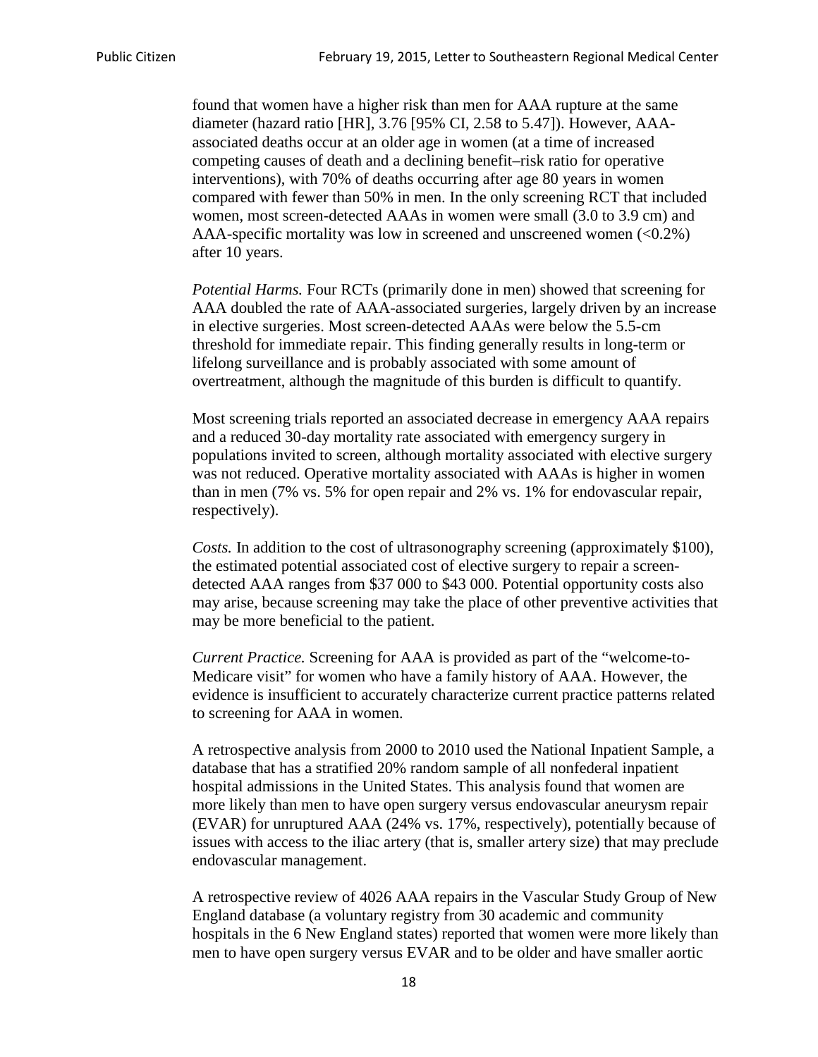found that women have a higher risk than men for AAA rupture at the same diameter (hazard ratio [HR], 3.76 [95% CI, 2.58 to 5.47]). However, AAA-associated deaths occur at an older age in women (at a time of increased competing causes of death and a declining benefit–risk ratio for operative interventions), with 70% of deaths occurring after age 80 years in women compared with fewer than 50% in men. In the only screening RCT that included women, most screen-detected AAAs in women were small (3.0 to 3.9 cm) and AAA-specific mortality was low in screened and unscreened women (<0.2%) after 10 years.

*Potential Harms.* Four RCTs (primarily done in men) showed that screening for AAA doubled the rate of AAA-associated surgeries, largely driven by an increase in elective surgeries. Most screen-detected AAAs were below the 5.5-cm threshold for immediate repair. This finding generally results in long-term or lifelong surveillance and is probably associated with some amount of overtreatment, although the magnitude of this burden is difficult to quantify.

Most screening trials reported an associated decrease in emergency AAA repairs and a reduced 30-day mortality rate associated with emergency surgery in populations invited to screen, although mortality associated with elective surgery was not reduced. Operative mortality associated with AAAs is higher in women than in men (7% vs. 5% for open repair and 2% vs. 1% for endovascular repair, respectively).

*Costs.* In addition to the cost of ultrasonography screening (approximately $100), the estimated potential associated cost of elective surgery to repair a screen-detected AAA ranges from $37 000 to $43 000. Potential opportunity costs also may arise, because screening may take the place of other preventive activities that may be more beneficial to the patient.

*Current Practice.* Screening for AAA is provided as part of the "welcome-to-Medicare visit" for women who have a family history of AAA. However, the evidence is insufficient to accurately characterize current practice patterns related to screening for AAA in women.

A retrospective analysis from 2000 to 2010 used the National Inpatient Sample, a database that has a stratified 20% random sample of all nonfederal inpatient hospital admissions in the United States. This analysis found that women are more likely than men to have open surgery versus endovascular aneurysm repair (EVAR) for unruptured AAA (24% vs. 17%, respectively), potentially because of issues with access to the iliac artery (that is, smaller artery size) that may preclude endovascular management.

A retrospective review of 4026 AAA repairs in the Vascular Study Group of New England database (a voluntary registry from 30 academic and community hospitals in the 6 New England states) reported that women were more likely than men to have open surgery versus EVAR and to be older and have smaller aortic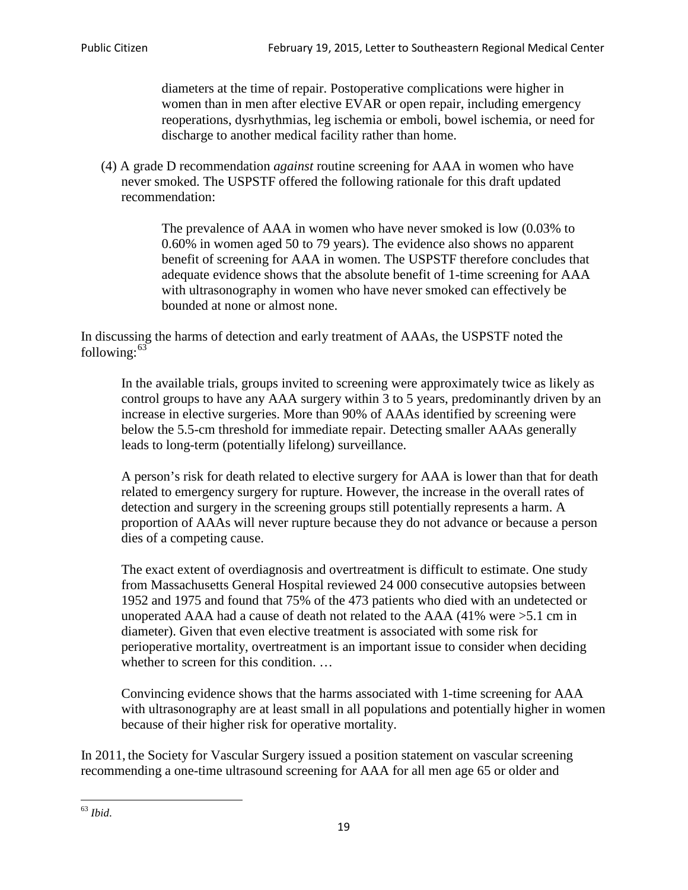diameters at the time of repair. Postoperative complications were higher in women than in men after elective EVAR or open repair, including emergency reoperations, dysrhythmias, leg ischemia or emboli, bowel ischemia, or need for discharge to another medical facility rather than home.

(4) A grade D recommendation *against* routine screening for AAA in women who have never smoked. The USPSTF offered the following rationale for this draft updated recommendation:

> The prevalence of AAA in women who have never smoked is low (0.03% to 0.60% in women aged 50 to 79 years). The evidence also shows no apparent benefit of screening for AAA in women. The USPSTF therefore concludes that adequate evidence shows that the absolute benefit of 1-time screening for AAA with ultrasonography in women who have never smoked can effectively be bounded at none or almost none.

In discussing the harms of detection and early treatment of AAAs, the USPSTF noted the following:[63]

> In the available trials, groups invited to screening were approximately twice as likely as control groups to have any AAA surgery within 3 to 5 years, predominantly driven by an increase in elective surgeries. More than 90% of AAAs identified by screening were below the 5.5-cm threshold for immediate repair. Detecting smaller AAAs generally leads to long-term (potentially lifelong) surveillance.
>
> A person's risk for death related to elective surgery for AAA is lower than that for death related to emergency surgery for rupture. However, the increase in the overall rates of detection and surgery in the screening groups still potentially represents a harm. A proportion of AAAs will never rupture because they do not advance or because a person dies of a competing cause.
>
> The exact extent of overdiagnosis and overtreatment is difficult to estimate. One study from Massachusetts General Hospital reviewed 24 000 consecutive autopsies between 1952 and 1975 and found that 75% of the 473 patients who died with an undetected or unoperated AAA had a cause of death not related to the AAA (41% were >5.1 cm in diameter). Given that even elective treatment is associated with some risk for perioperative mortality, overtreatment is an important issue to consider when deciding whether to screen for this condition. …
>
> Convincing evidence shows that the harms associated with 1-time screening for AAA with ultrasonography are at least small in all populations and potentially higher in women because of their higher risk for operative mortality.

In 2011, the Society for Vascular Surgery issued a position statement on vascular screening recommending a one-time ultrasound screening for AAA for all men age 65 or older and

[63] *Ibid*.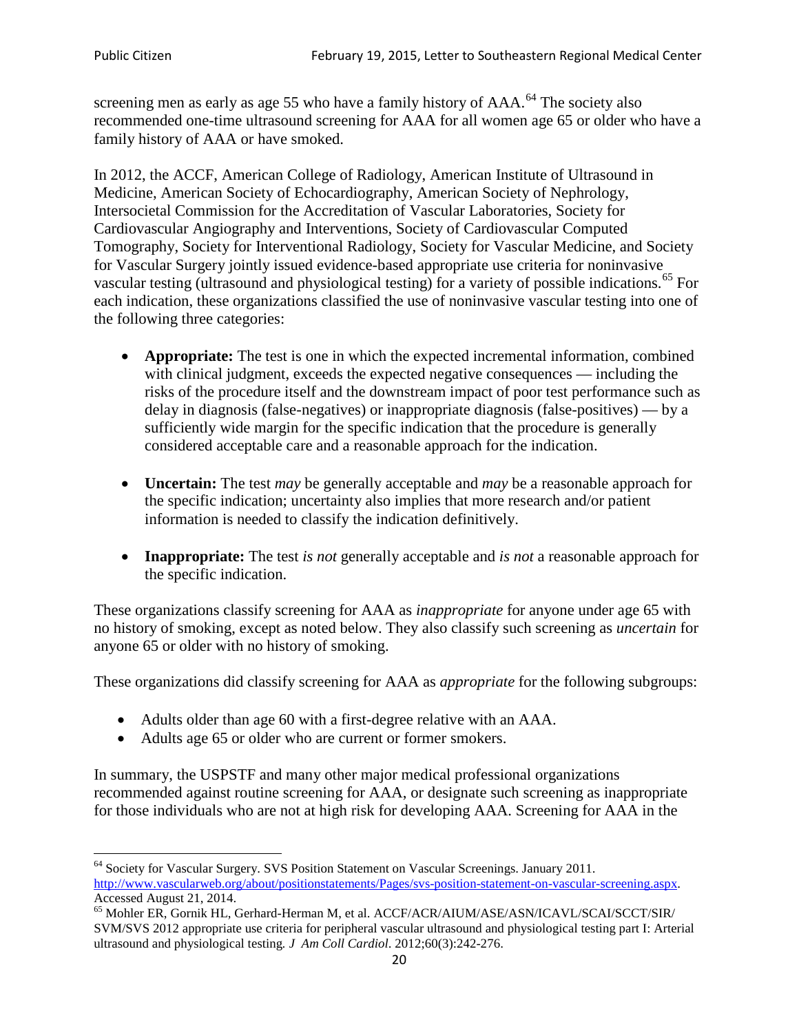screening men as early as age 55 who have a family history of AAA.[64] The society also recommended one-time ultrasound screening for AAA for all women age 65 or older who have a family history of AAA or have smoked.

In 2012, the ACCF, American College of Radiology, American Institute of Ultrasound in Medicine, American Society of Echocardiography, American Society of Nephrology, Intersocietal Commission for the Accreditation of Vascular Laboratories, Society for Cardiovascular Angiography and Interventions, Society of Cardiovascular Computed Tomography, Society for Interventional Radiology, Society for Vascular Medicine, and Society for Vascular Surgery jointly issued evidence-based appropriate use criteria for noninvasive vascular testing (ultrasound and physiological testing) for a variety of possible indications.[65] For each indication, these organizations classified the use of noninvasive vascular testing into one of the following three categories:

- **Appropriate:** The test is one in which the expected incremental information, combined with clinical judgment, exceeds the expected negative consequences — including the risks of the procedure itself and the downstream impact of poor test performance such as delay in diagnosis (false-negatives) or inappropriate diagnosis (false-positives) — by a sufficiently wide margin for the specific indication that the procedure is generally considered acceptable care and a reasonable approach for the indication.

- **Uncertain:** The test *may* be generally acceptable and *may* be a reasonable approach for the specific indication; uncertainty also implies that more research and/or patient information is needed to classify the indication definitively.

- **Inappropriate:** The test *is not* generally acceptable and *is not* a reasonable approach for the specific indication.

These organizations classify screening for AAA as *inappropriate* for anyone under age 65 with no history of smoking, except as noted below. They also classify such screening as *uncertain* for anyone 65 or older with no history of smoking.

These organizations did classify screening for AAA as *appropriate* for the following subgroups:

- Adults older than age 60 with a first-degree relative with an AAA.
- Adults age 65 or older who are current or former smokers.

In summary, the USPSTF and many other major medical professional organizations recommended against routine screening for AAA, or designate such screening as inappropriate for those individuals who are not at high risk for developing AAA. Screening for AAA in the

---

[64] Society for Vascular Surgery. SVS Position Statement on Vascular Screenings. January 2011. http://www.vascularweb.org/about/positionstatements/Pages/svs-position-statement-on-vascular-screening.aspx. Accessed August 21, 2014.

[65] Mohler ER, Gornik HL, Gerhard-Herman M, et al. ACCF/ACR/AIUM/ASE/ASN/ICAVL/SCAI/SCCT/SIR/SVM/SVS 2012 appropriate use criteria for peripheral vascular ultrasound and physiological testing part I: Arterial ultrasound and physiological testing. *J Am Coll Cardiol*. 2012;60(3):242-276.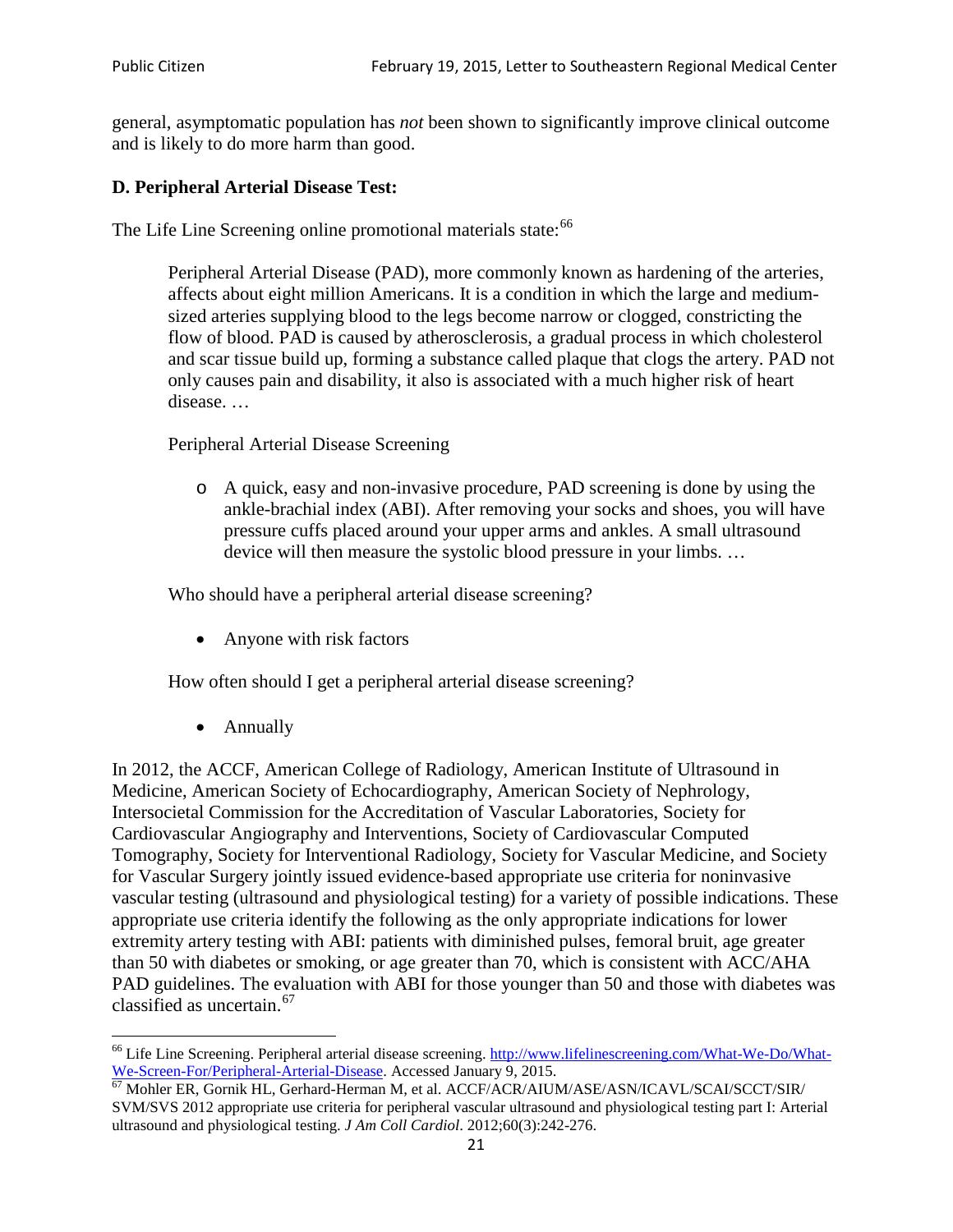general, asymptomatic population has *not* been shown to significantly improve clinical outcome and is likely to do more harm than good.

### D. Peripheral Arterial Disease Test:

The Life Line Screening online promotional materials state:[66]

> Peripheral Arterial Disease (PAD), more commonly known as hardening of the arteries, affects about eight million Americans. It is a condition in which the large and medium-sized arteries supplying blood to the legs become narrow or clogged, constricting the flow of blood. PAD is caused by atherosclerosis, a gradual process in which cholesterol and scar tissue build up, forming a substance called plaque that clogs the artery. PAD not only causes pain and disability, it also is associated with a much higher risk of heart disease. …
>
> Peripheral Arterial Disease Screening
>
> - A quick, easy and non-invasive procedure, PAD screening is done by using the ankle-brachial index (ABI). After removing your socks and shoes, you will have pressure cuffs placed around your upper arms and ankles. A small ultrasound device will then measure the systolic blood pressure in your limbs. …
>
> Who should have a peripheral arterial disease screening?
>
> - Anyone with risk factors
>
> How often should I get a peripheral arterial disease screening?
>
> - Annually

In 2012, the ACCF, American College of Radiology, American Institute of Ultrasound in Medicine, American Society of Echocardiography, American Society of Nephrology, Intersocietal Commission for the Accreditation of Vascular Laboratories, Society for Cardiovascular Angiography and Interventions, Society of Cardiovascular Computed Tomography, Society for Interventional Radiology, Society for Vascular Medicine, and Society for Vascular Surgery jointly issued evidence-based appropriate use criteria for noninvasive vascular testing (ultrasound and physiological testing) for a variety of possible indications. These appropriate use criteria identify the following as the only appropriate indications for lower extremity artery testing with ABI: patients with diminished pulses, femoral bruit, age greater than 50 with diabetes or smoking, or age greater than 70, which is consistent with ACC/AHA PAD guidelines. The evaluation with ABI for those younger than 50 and those with diabetes was classified as uncertain.[67]

---

[66] Life Line Screening. Peripheral arterial disease screening. http://www.lifelinescreening.com/What-We-Do/What-We-Screen-For/Peripheral-Arterial-Disease. Accessed January 9, 2015.

[67] Mohler ER, Gornik HL, Gerhard-Herman M, et al. ACCF/ACR/AIUM/ASE/ASN/ICAVL/SCAI/SCCT/SIR/SVM/SVS 2012 appropriate use criteria for peripheral vascular ultrasound and physiological testing part I: Arterial ultrasound and physiological testing. *J Am Coll Cardiol*. 2012;60(3):242-276.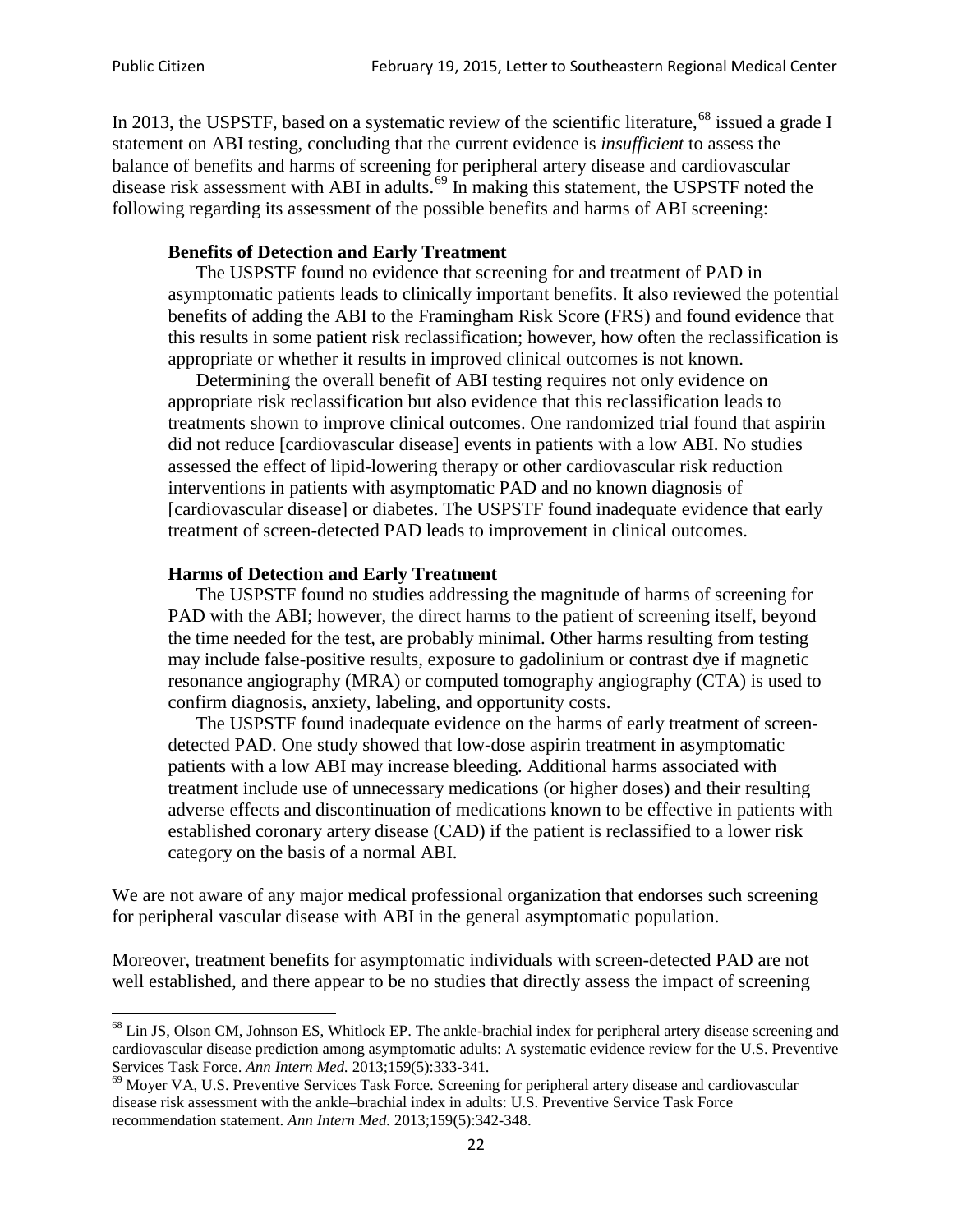In 2013, the USPSTF, based on a systematic review of the scientific literature,[68] issued a grade I statement on ABI testing, concluding that the current evidence is *insufficient* to assess the balance of benefits and harms of screening for peripheral artery disease and cardiovascular disease risk assessment with ABI in adults.[69] In making this statement, the USPSTF noted the following regarding its assessment of the possible benefits and harms of ABI screening:

> **Benefits of Detection and Early Treatment**
>
> The USPSTF found no evidence that screening for and treatment of PAD in asymptomatic patients leads to clinically important benefits. It also reviewed the potential benefits of adding the ABI to the Framingham Risk Score (FRS) and found evidence that this results in some patient risk reclassification; however, how often the reclassification is appropriate or whether it results in improved clinical outcomes is not known.
>
> Determining the overall benefit of ABI testing requires not only evidence on appropriate risk reclassification but also evidence that this reclassification leads to treatments shown to improve clinical outcomes. One randomized trial found that aspirin did not reduce [cardiovascular disease] events in patients with a low ABI. No studies assessed the effect of lipid-lowering therapy or other cardiovascular risk reduction interventions in patients with asymptomatic PAD and no known diagnosis of [cardiovascular disease] or diabetes. The USPSTF found inadequate evidence that early treatment of screen-detected PAD leads to improvement in clinical outcomes.
>
> **Harms of Detection and Early Treatment**
>
> The USPSTF found no studies addressing the magnitude of harms of screening for PAD with the ABI; however, the direct harms to the patient of screening itself, beyond the time needed for the test, are probably minimal. Other harms resulting from testing may include false-positive results, exposure to gadolinium or contrast dye if magnetic resonance angiography (MRA) or computed tomography angiography (CTA) is used to confirm diagnosis, anxiety, labeling, and opportunity costs.
>
> The USPSTF found inadequate evidence on the harms of early treatment of screen-detected PAD. One study showed that low-dose aspirin treatment in asymptomatic patients with a low ABI may increase bleeding. Additional harms associated with treatment include use of unnecessary medications (or higher doses) and their resulting adverse effects and discontinuation of medications known to be effective in patients with established coronary artery disease (CAD) if the patient is reclassified to a lower risk category on the basis of a normal ABI.

We are not aware of any major medical professional organization that endorses such screening for peripheral vascular disease with ABI in the general asymptomatic population.

Moreover, treatment benefits for asymptomatic individuals with screen-detected PAD are not well established, and there appear to be no studies that directly assess the impact of screening

---

[68] Lin JS, Olson CM, Johnson ES, Whitlock EP. The ankle-brachial index for peripheral artery disease screening and cardiovascular disease prediction among asymptomatic adults: A systematic evidence review for the U.S. Preventive Services Task Force. *Ann Intern Med.* 2013;159(5):333-341.

[69] Moyer VA, U.S. Preventive Services Task Force. Screening for peripheral artery disease and cardiovascular disease risk assessment with the ankle–brachial index in adults: U.S. Preventive Service Task Force recommendation statement. *Ann Intern Med.* 2013;159(5):342-348.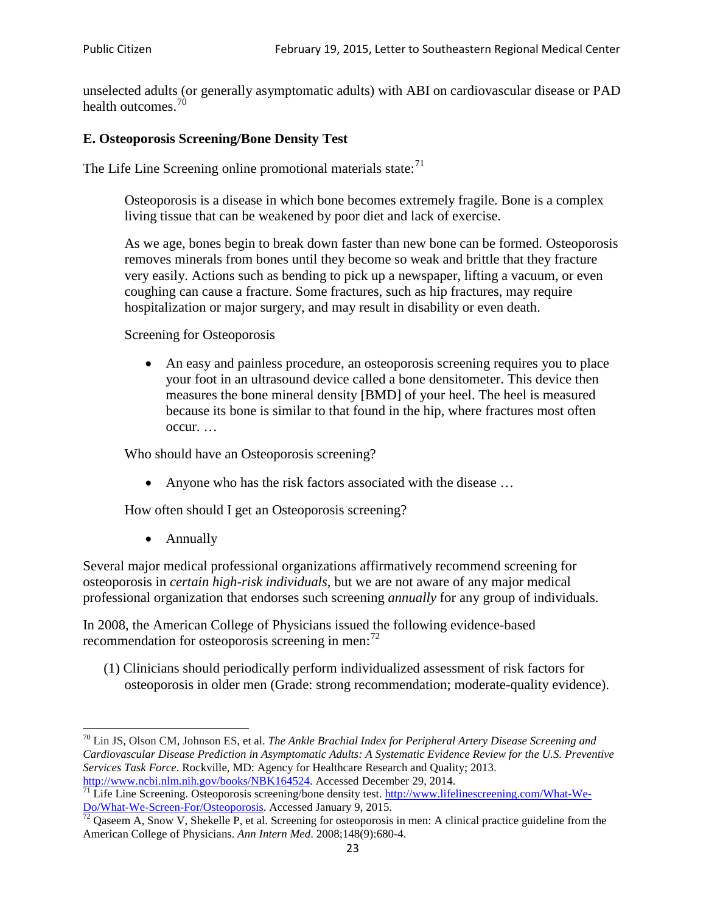unselected adults (or generally asymptomatic adults) with ABI on cardiovascular disease or PAD health outcomes.[70]

### E. Osteoporosis Screening/Bone Density Test

The Life Line Screening online promotional materials state:[71]

> Osteoporosis is a disease in which bone becomes extremely fragile. Bone is a complex living tissue that can be weakened by poor diet and lack of exercise.
>
> As we age, bones begin to break down faster than new bone can be formed. Osteoporosis removes minerals from bones until they become so weak and brittle that they fracture very easily. Actions such as bending to pick up a newspaper, lifting a vacuum, or even coughing can cause a fracture. Some fractures, such as hip fractures, may require hospitalization or major surgery, and may result in disability or even death.
>
> Screening for Osteoporosis
>
> - An easy and painless procedure, an osteoporosis screening requires you to place your foot in an ultrasound device called a bone densitometer. This device then measures the bone mineral density [BMD] of your heel. The heel is measured because its bone is similar to that found in the hip, where fractures most often occur. …
>
> Who should have an Osteoporosis screening?
>
> - Anyone who has the risk factors associated with the disease …
>
> How often should I get an Osteoporosis screening?
>
> - Annually

Several major medical professional organizations affirmatively recommend screening for osteoporosis in *certain high-risk individuals*, but we are not aware of any major medical professional organization that endorses such screening *annually* for any group of individuals.

In 2008, the American College of Physicians issued the following evidence-based recommendation for osteoporosis screening in men:[72]

> (1) Clinicians should periodically perform individualized assessment of risk factors for osteoporosis in older men (Grade: strong recommendation; moderate-quality evidence).

---

[70] Lin JS, Olson CM, Johnson ES, et al. *The Ankle Brachial Index for Peripheral Artery Disease Screening and Cardiovascular Disease Prediction in Asymptomatic Adults: A Systematic Evidence Review for the U.S. Preventive Services Task Force*. Rockville, MD: Agency for Healthcare Research and Quality; 2013. http://www.ncbi.nlm.nih.gov/books/NBK164524. Accessed December 29, 2014.

[71] Life Line Screening. Osteoporosis screening/bone density test. http://www.lifelinescreening.com/What-We-Do/What-We-Screen-For/Osteoporosis. Accessed January 9, 2015.

[72] Qaseem A, Snow V, Shekelle P, et al. Screening for osteoporosis in men: A clinical practice guideline from the American College of Physicians. *Ann Intern Med*. 2008;148(9):680-4.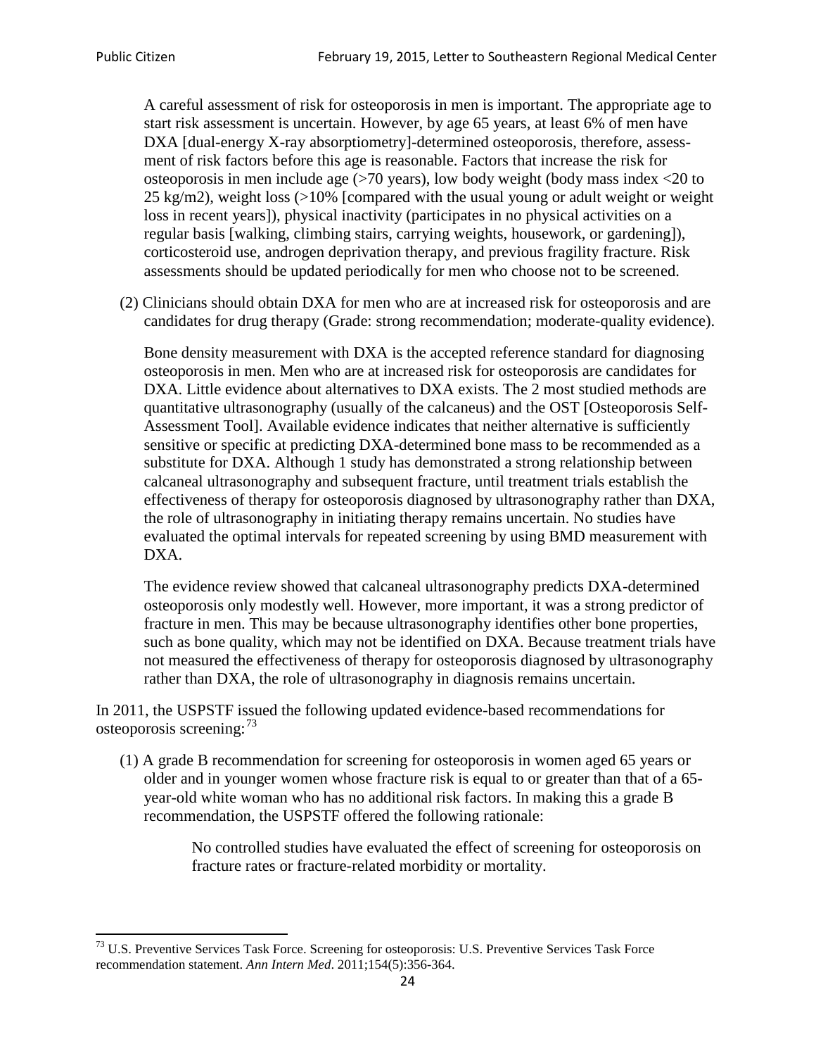A careful assessment of risk for osteoporosis in men is important. The appropriate age to start risk assessment is uncertain. However, by age 65 years, at least 6% of men have DXA [dual-energy X-ray absorptiometry]-determined osteoporosis, therefore, assessment of risk factors before this age is reasonable. Factors that increase the risk for osteoporosis in men include age (>70 years), low body weight (body mass index <20 to 25 kg/m2), weight loss (>10% [compared with the usual young or adult weight or weight loss in recent years]), physical inactivity (participates in no physical activities on a regular basis [walking, climbing stairs, carrying weights, housework, or gardening]), corticosteroid use, androgen deprivation therapy, and previous fragility fracture. Risk assessments should be updated periodically for men who choose not to be screened.

(2) Clinicians should obtain DXA for men who are at increased risk for osteoporosis and are candidates for drug therapy (Grade: strong recommendation; moderate-quality evidence).

Bone density measurement with DXA is the accepted reference standard for diagnosing osteoporosis in men. Men who are at increased risk for osteoporosis are candidates for DXA. Little evidence about alternatives to DXA exists. The 2 most studied methods are quantitative ultrasonography (usually of the calcaneus) and the OST [Osteoporosis Self-Assessment Tool]. Available evidence indicates that neither alternative is sufficiently sensitive or specific at predicting DXA-determined bone mass to be recommended as a substitute for DXA. Although 1 study has demonstrated a strong relationship between calcaneal ultrasonography and subsequent fracture, until treatment trials establish the effectiveness of therapy for osteoporosis diagnosed by ultrasonography rather than DXA, the role of ultrasonography in initiating therapy remains uncertain. No studies have evaluated the optimal intervals for repeated screening by using BMD measurement with DXA.

The evidence review showed that calcaneal ultrasonography predicts DXA-determined osteoporosis only modestly well. However, more important, it was a strong predictor of fracture in men. This may be because ultrasonography identifies other bone properties, such as bone quality, which may not be identified on DXA. Because treatment trials have not measured the effectiveness of therapy for osteoporosis diagnosed by ultrasonography rather than DXA, the role of ultrasonography in diagnosis remains uncertain.

In 2011, the USPSTF issued the following updated evidence-based recommendations for osteoporosis screening:[73]

(1) A grade B recommendation for screening for osteoporosis in women aged 65 years or older and in younger women whose fracture risk is equal to or greater than that of a 65-year-old white woman who has no additional risk factors. In making this a grade B recommendation, the USPSTF offered the following rationale:

> No controlled studies have evaluated the effect of screening for osteoporosis on fracture rates or fracture-related morbidity or mortality.

[73] U.S. Preventive Services Task Force. Screening for osteoporosis: U.S. Preventive Services Task Force recommendation statement. *Ann Intern Med*. 2011;154(5):356-364.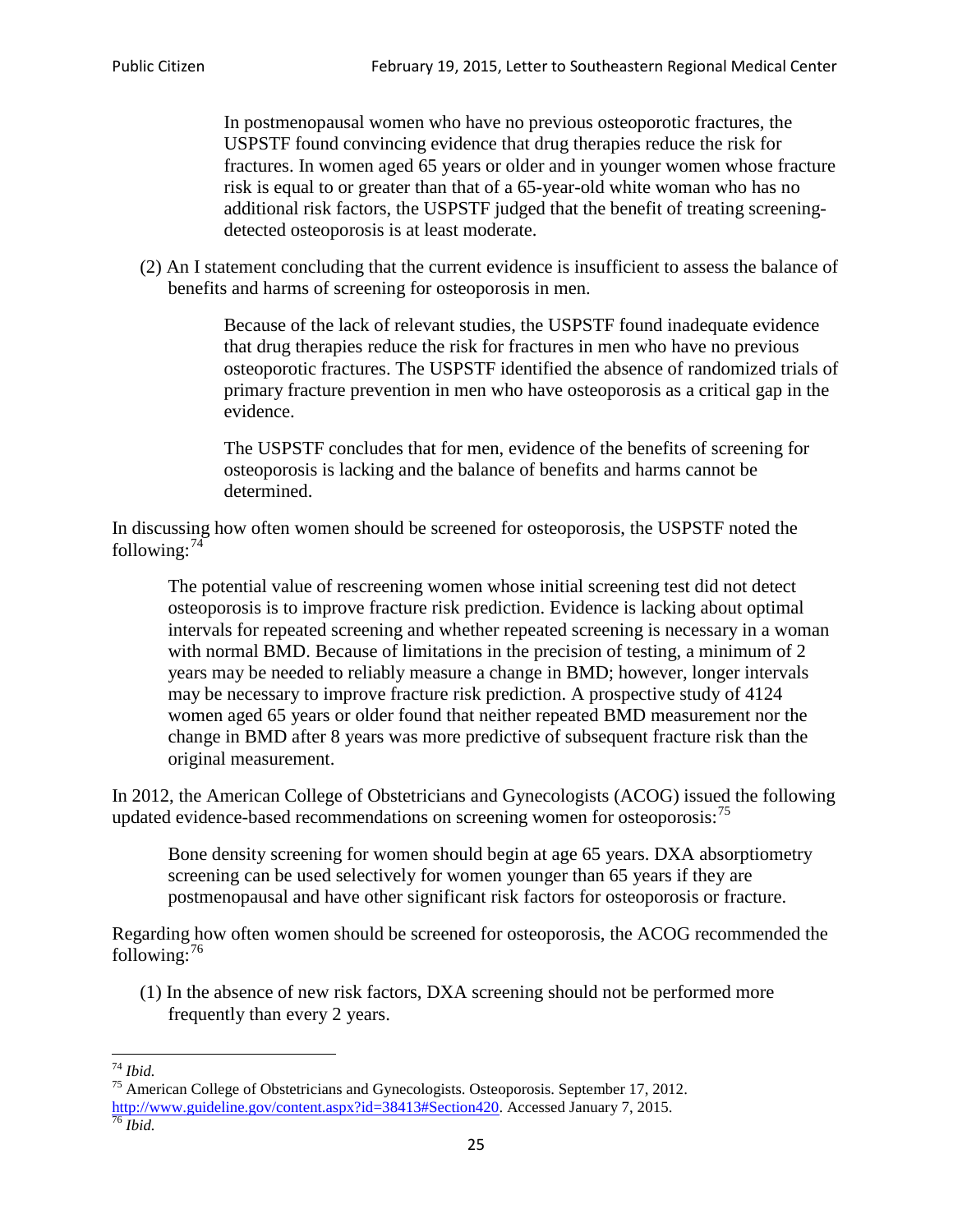> In postmenopausal women who have no previous osteoporotic fractures, the USPSTF found convincing evidence that drug therapies reduce the risk for fractures. In women aged 65 years or older and in younger women whose fracture risk is equal to or greater than that of a 65-year-old white woman who has no additional risk factors, the USPSTF judged that the benefit of treating screening-detected osteoporosis is at least moderate.

(2) An I statement concluding that the current evidence is insufficient to assess the balance of benefits and harms of screening for osteoporosis in men.

> Because of the lack of relevant studies, the USPSTF found inadequate evidence that drug therapies reduce the risk for fractures in men who have no previous osteoporotic fractures. The USPSTF identified the absence of randomized trials of primary fracture prevention in men who have osteoporosis as a critical gap in the evidence.
>
> The USPSTF concludes that for men, evidence of the benefits of screening for osteoporosis is lacking and the balance of benefits and harms cannot be determined.

In discussing how often women should be screened for osteoporosis, the USPSTF noted the following:[74]

> The potential value of rescreening women whose initial screening test did not detect osteoporosis is to improve fracture risk prediction. Evidence is lacking about optimal intervals for repeated screening and whether repeated screening is necessary in a woman with normal BMD. Because of limitations in the precision of testing, a minimum of 2 years may be needed to reliably measure a change in BMD; however, longer intervals may be necessary to improve fracture risk prediction. A prospective study of 4124 women aged 65 years or older found that neither repeated BMD measurement nor the change in BMD after 8 years was more predictive of subsequent fracture risk than the original measurement.

In 2012, the American College of Obstetricians and Gynecologists (ACOG) issued the following updated evidence-based recommendations on screening women for osteoporosis:[75]

> Bone density screening for women should begin at age 65 years. DXA absorptiometry screening can be used selectively for women younger than 65 years if they are postmenopausal and have other significant risk factors for osteoporosis or fracture.

Regarding how often women should be screened for osteoporosis, the ACOG recommended the following:[76]

(1) In the absence of new risk factors, DXA screening should not be performed more frequently than every 2 years.

---

[74] *Ibid.*

[75] American College of Obstetricians and Gynecologists. Osteoporosis. September 17, 2012. http://www.guideline.gov/content.aspx?id=38413#Section420. Accessed January 7, 2015.

[76] *Ibid.*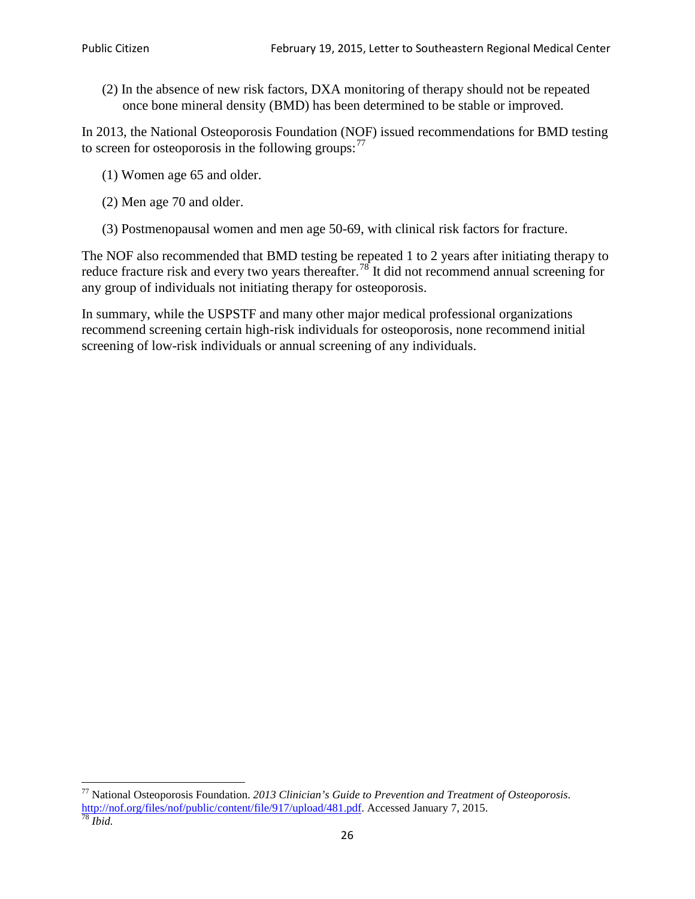(2) In the absence of new risk factors, DXA monitoring of therapy should not be repeated once bone mineral density (BMD) has been determined to be stable or improved.

In 2013, the National Osteoporosis Foundation (NOF) issued recommendations for BMD testing to screen for osteoporosis in the following groups:[77]

(1) Women age 65 and older.

(2) Men age 70 and older.

(3) Postmenopausal women and men age 50-69, with clinical risk factors for fracture.

The NOF also recommended that BMD testing be repeated 1 to 2 years after initiating therapy to reduce fracture risk and every two years thereafter.[78] It did not recommend annual screening for any group of individuals not initiating therapy for osteoporosis.

In summary, while the USPSTF and many other major medical professional organizations recommend screening certain high-risk individuals for osteoporosis, none recommend initial screening of low-risk individuals or annual screening of any individuals.

---

[77] National Osteoporosis Foundation. *2013 Clinician's Guide to Prevention and Treatment of Osteoporosis.* http://nof.org/files/nof/public/content/file/917/upload/481.pdf. Accessed January 7, 2015.

[78] *Ibid.*